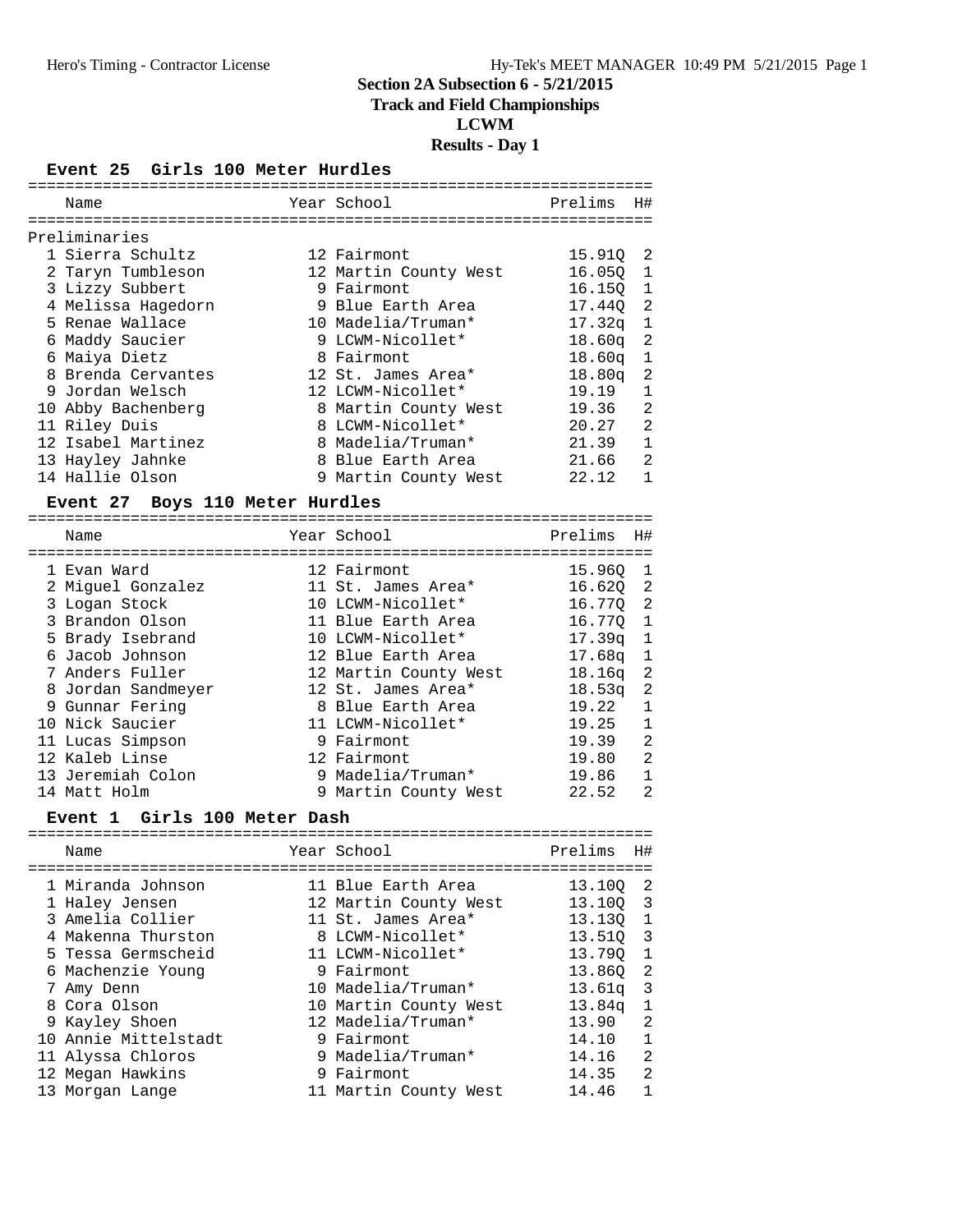# Section 2A Subsection 6 - 5/21/2015

## Track and Field Championships

## LCWM

## Results - Day 1

### Event 25 Girls 100 Meter Hurdles

| | Name | Year | School | Prelims | H# |
|---|---|---|---|---|---|
| **Preliminaries** | | | | | |
| 1 | Sierra Schultz | 12 | Fairmont | 15.91Q | 2 |
| 2 | Taryn Tumbleson | 12 | Martin County West | 16.05Q | 1 |
| 3 | Lizzy Subbert | 9 | Fairmont | 16.15Q | 1 |
| 4 | Melissa Hagedorn | 9 | Blue Earth Area | 17.44Q | 2 |
| 5 | Renae Wallace | 10 | Madelia/Truman* | 17.32q | 1 |
| 6 | Maddy Saucier | 9 | LCWM-Nicollet* | 18.60q | 2 |
| 6 | Maiya Dietz | 8 | Fairmont | 18.60q | 1 |
| 8 | Brenda Cervantes | 12 | St. James Area* | 18.80q | 2 |
| 9 | Jordan Welsch | 12 | LCWM-Nicollet* | 19.19 | 1 |
| 10 | Abby Bachenberg | 8 | Martin County West | 19.36 | 2 |
| 11 | Riley Duis | 8 | LCWM-Nicollet* | 20.27 | 2 |
| 12 | Isabel Martinez | 8 | Madelia/Truman* | 21.39 | 1 |
| 13 | Hayley Jahnke | 8 | Blue Earth Area | 21.66 | 2 |
| 14 | Hallie Olson | 9 | Martin County West | 22.12 | 1 |

### Event 27 Boys 110 Meter Hurdles

| | Name | Year | School | Prelims | H# |
|---|---|---|---|---|---|
| 1 | Evan Ward | 12 | Fairmont | 15.96Q | 1 |
| 2 | Miguel Gonzalez | 11 | St. James Area* | 16.62Q | 2 |
| 3 | Logan Stock | 10 | LCWM-Nicollet* | 16.77Q | 2 |
| 3 | Brandon Olson | 11 | Blue Earth Area | 16.77Q | 1 |
| 5 | Brady Isebrand | 10 | LCWM-Nicollet* | 17.39q | 1 |
| 6 | Jacob Johnson | 12 | Blue Earth Area | 17.68q | 1 |
| 7 | Anders Fuller | 12 | Martin County West | 18.16q | 2 |
| 8 | Jordan Sandmeyer | 12 | St. James Area* | 18.53q | 2 |
| 9 | Gunnar Fering | 8 | Blue Earth Area | 19.22 | 1 |
| 10 | Nick Saucier | 11 | LCWM-Nicollet* | 19.25 | 1 |
| 11 | Lucas Simpson | 9 | Fairmont | 19.39 | 2 |
| 12 | Kaleb Linse | 12 | Fairmont | 19.80 | 2 |
| 13 | Jeremiah Colon | 9 | Madelia/Truman* | 19.86 | 1 |
| 14 | Matt Holm | 9 | Martin County West | 22.52 | 2 |

### Event 1 Girls 100 Meter Dash

| | Name | Year | School | Prelims | H# |
|---|---|---|---|---|---|
| 1 | Miranda Johnson | 11 | Blue Earth Area | 13.10Q | 2 |
| 1 | Haley Jensen | 12 | Martin County West | 13.10Q | 3 |
| 3 | Amelia Collier | 11 | St. James Area* | 13.13Q | 1 |
| 4 | Makenna Thurston | 8 | LCWM-Nicollet* | 13.51Q | 3 |
| 5 | Tessa Germscheid | 11 | LCWM-Nicollet* | 13.79Q | 1 |
| 6 | Machenzie Young | 9 | Fairmont | 13.86Q | 2 |
| 7 | Amy Denn | 10 | Madelia/Truman* | 13.61q | 3 |
| 8 | Cora Olson | 10 | Martin County West | 13.84q | 1 |
| 9 | Kayley Shoen | 12 | Madelia/Truman* | 13.90 | 2 |
| 10 | Annie Mittelstadt | 9 | Fairmont | 14.10 | 1 |
| 11 | Alyssa Chloros | 9 | Madelia/Truman* | 14.16 | 2 |
| 12 | Megan Hawkins | 9 | Fairmont | 14.35 | 2 |
| 13 | Morgan Lange | 11 | Martin County West | 14.46 | 1 |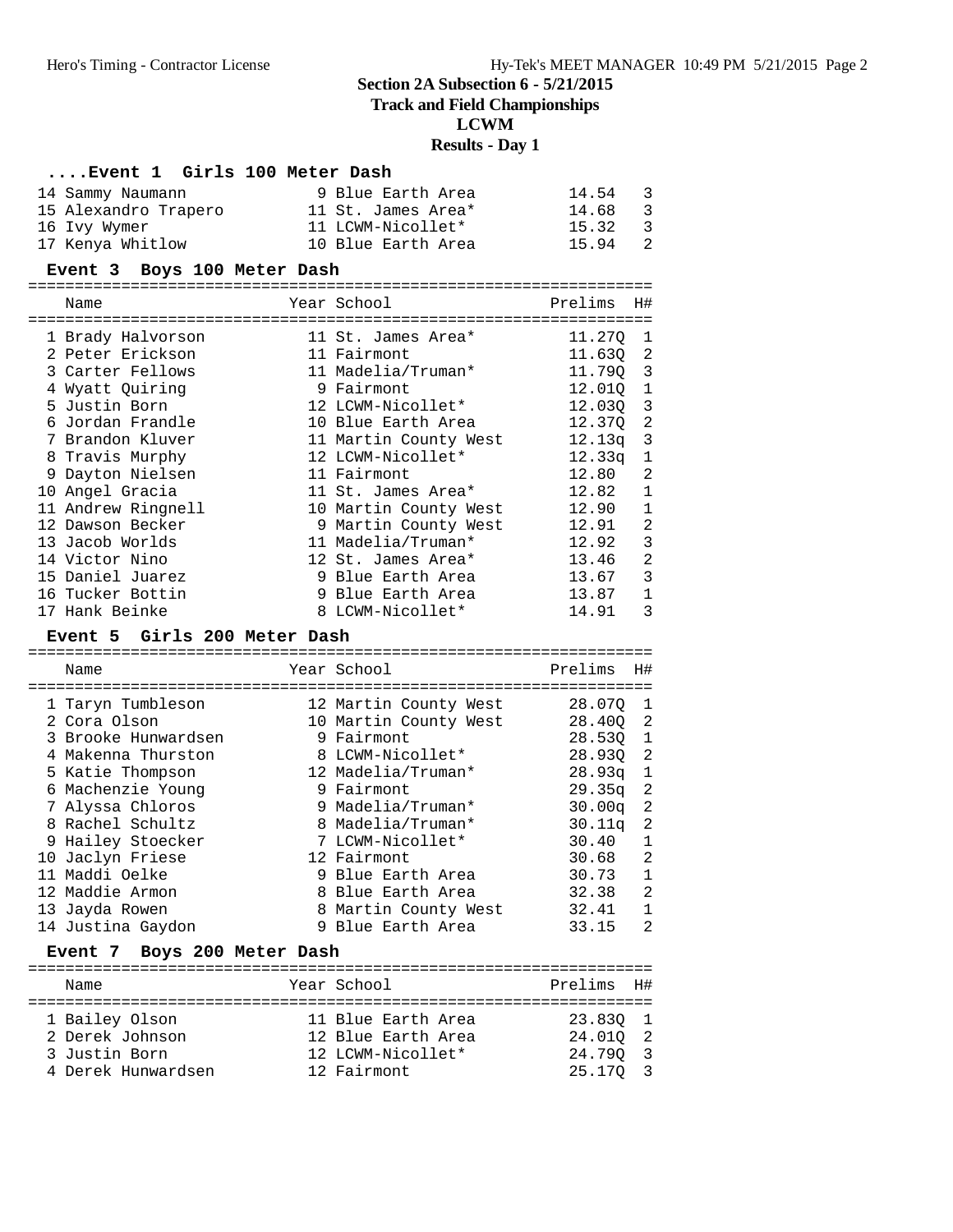## Section 2A Subsection 6 - 5/21/2015
## Track and Field Championships
## LCWM
## Results - Day 1

### ....Event 1 Girls 100 Meter Dash

| Name | Year | School | Prelims | H# |
|---|---|---|---|---|
| 14 Sammy Naumann | 9 | Blue Earth Area | 14.54 | 3 |
| 15 Alexandro Trapero | 11 | St. James Area* | 14.68 | 3 |
| 16 Ivy Wymer | 11 | LCWM-Nicollet* | 15.32 | 3 |
| 17 Kenya Whitlow | 10 | Blue Earth Area | 15.94 | 2 |

### Event 3 Boys 100 Meter Dash

| Name | Year | School | Prelims | H# |
|---|---|---|---|---|
| 1 Brady Halvorson | 11 | St. James Area* | 11.27Q | 1 |
| 2 Peter Erickson | 11 | Fairmont | 11.63Q | 2 |
| 3 Carter Fellows | 11 | Madelia/Truman* | 11.79Q | 3 |
| 4 Wyatt Quiring | 9 | Fairmont | 12.01Q | 1 |
| 5 Justin Born | 12 | LCWM-Nicollet* | 12.03Q | 3 |
| 6 Jordan Frandle | 10 | Blue Earth Area | 12.37Q | 2 |
| 7 Brandon Kluver | 11 | Martin County West | 12.13q | 3 |
| 8 Travis Murphy | 12 | LCWM-Nicollet* | 12.33q | 1 |
| 9 Dayton Nielsen | 11 | Fairmont | 12.80 | 2 |
| 10 Angel Gracia | 11 | St. James Area* | 12.82 | 1 |
| 11 Andrew Ringnell | 10 | Martin County West | 12.90 | 1 |
| 12 Dawson Becker | 9 | Martin County West | 12.91 | 2 |
| 13 Jacob Worlds | 11 | Madelia/Truman* | 12.92 | 3 |
| 14 Victor Nino | 12 | St. James Area* | 13.46 | 2 |
| 15 Daniel Juarez | 9 | Blue Earth Area | 13.67 | 3 |
| 16 Tucker Bottin | 9 | Blue Earth Area | 13.87 | 1 |
| 17 Hank Beinke | 8 | LCWM-Nicollet* | 14.91 | 3 |

### Event 5 Girls 200 Meter Dash

| Name | Year | School | Prelims | H# |
|---|---|---|---|---|
| 1 Taryn Tumbleson | 12 | Martin County West | 28.07Q | 1 |
| 2 Cora Olson | 10 | Martin County West | 28.40Q | 2 |
| 3 Brooke Hunwardsen | 9 | Fairmont | 28.53Q | 1 |
| 4 Makenna Thurston | 8 | LCWM-Nicollet* | 28.93Q | 2 |
| 5 Katie Thompson | 12 | Madelia/Truman* | 28.93q | 1 |
| 6 Machenzie Young | 9 | Fairmont | 29.35q | 2 |
| 7 Alyssa Chloros | 9 | Madelia/Truman* | 30.00q | 2 |
| 8 Rachel Schultz | 8 | Madelia/Truman* | 30.11q | 2 |
| 9 Hailey Stoecker | 7 | LCWM-Nicollet* | 30.40 | 1 |
| 10 Jaclyn Friese | 12 | Fairmont | 30.68 | 2 |
| 11 Maddi Oelke | 9 | Blue Earth Area | 30.73 | 1 |
| 12 Maddie Armon | 8 | Blue Earth Area | 32.38 | 2 |
| 13 Jayda Rowen | 8 | Martin County West | 32.41 | 1 |
| 14 Justina Gaydon | 9 | Blue Earth Area | 33.15 | 2 |

### Event 7 Boys 200 Meter Dash

| Name | Year | School | Prelims | H# |
|---|---|---|---|---|
| 1 Bailey Olson | 11 | Blue Earth Area | 23.83Q | 1 |
| 2 Derek Johnson | 12 | Blue Earth Area | 24.01Q | 2 |
| 3 Justin Born | 12 | LCWM-Nicollet* | 24.79Q | 3 |
| 4 Derek Hunwardsen | 12 | Fairmont | 25.17Q | 3 |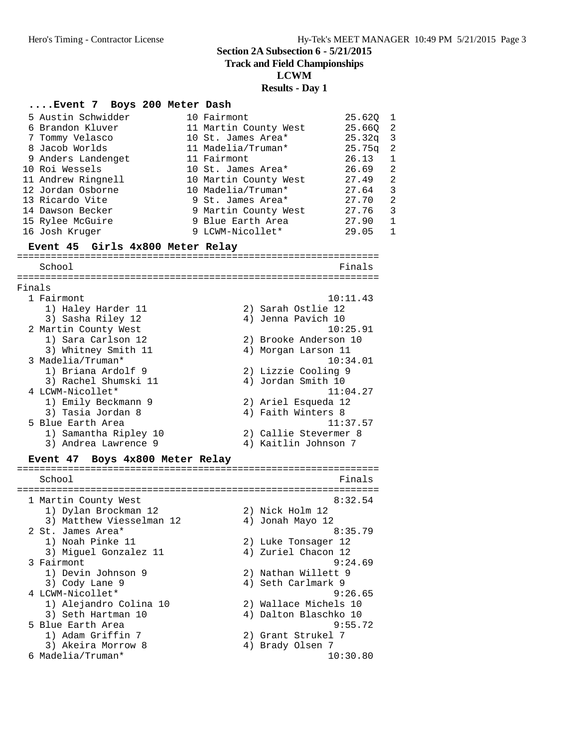## Section 2A Subsection 6 - 5/21/2015
## Track and Field Championships
## LCWM
## Results - Day 1

### ....Event 7 Boys 200 Meter Dash

| Place | Name | Year | School | Time | Heat |
|---|---|---|---|---|---|
| 5 | Austin Schwidder | 10 | Fairmont | 25.62Q | 1 |
| 6 | Brandon Kluver | 11 | Martin County West | 25.66Q | 2 |
| 7 | Tommy Velasco | 10 | St. James Area* | 25.32q | 3 |
| 8 | Jacob Worlds | 11 | Madelia/Truman* | 25.75q | 2 |
| 9 | Anders Landenget | 11 | Fairmont | 26.13 | 1 |
| 10 | Roi Wessels | 10 | St. James Area* | 26.69 | 2 |
| 11 | Andrew Ringnell | 10 | Martin County West | 27.49 | 2 |
| 12 | Jordan Osborne | 10 | Madelia/Truman* | 27.64 | 3 |
| 13 | Ricardo Vite | 9 | St. James Area* | 27.70 | 2 |
| 14 | Dawson Becker | 9 | Martin County West | 27.76 | 3 |
| 15 | Rylee McGuire | 9 | Blue Earth Area | 27.90 | 1 |
| 16 | Josh Kruger | 9 | LCWM-Nicollet* | 29.05 | 1 |

### Event 45 Girls 4x800 Meter Relay

Finals

| Place | School | Finals |
|---|---|---|
| 1 | Fairmont | 10:11.43 |
| | 1) Haley Harder 11, 2) Sarah Ostlie 12, 3) Sasha Riley 12, 4) Jenna Pavich 10 | |
| 2 | Martin County West | 10:25.91 |
| | 1) Sara Carlson 12, 2) Brooke Anderson 10, 3) Whitney Smith 11, 4) Morgan Larson 11 | |
| 3 | Madelia/Truman* | 10:34.01 |
| | 1) Briana Ardolf 9, 2) Lizzie Cooling 9, 3) Rachel Shumski 11, 4) Jordan Smith 10 | |
| 4 | LCWM-Nicollet* | 11:04.27 |
| | 1) Emily Beckmann 9, 2) Ariel Esqueda 12, 3) Tasia Jordan 8, 4) Faith Winters 8 | |
| 5 | Blue Earth Area | 11:37.57 |
| | 1) Samantha Ripley 10, 2) Callie Stevermer 8, 3) Andrea Lawrence 9, 4) Kaitlin Johnson 7 | |

### Event 47 Boys 4x800 Meter Relay

| Place | School | Finals |
|---|---|---|
| 1 | Martin County West | 8:32.54 |
| | 1) Dylan Brockman 12, 2) Nick Holm 12, 3) Matthew Viesselman 12, 4) Jonah Mayo 12 | |
| 2 | St. James Area* | 8:35.79 |
| | 1) Noah Pinke 11, 2) Luke Tonsager 12, 3) Miguel Gonzalez 11, 4) Zuriel Chacon 12 | |
| 3 | Fairmont | 9:24.69 |
| | 1) Devin Johnson 9, 2) Nathan Willett 9, 3) Cody Lane 9, 4) Seth Carlmark 9 | |
| 4 | LCWM-Nicollet* | 9:26.65 |
| | 1) Alejandro Colina 10, 2) Wallace Michels 10, 3) Seth Hartman 10, 4) Dalton Blaschko 10 | |
| 5 | Blue Earth Area | 9:55.72 |
| | 1) Adam Griffin 7, 2) Grant Strukel 7, 3) Akeira Morrow 8, 4) Brady Olsen 7 | |
| 6 | Madelia/Truman* | 10:30.80 |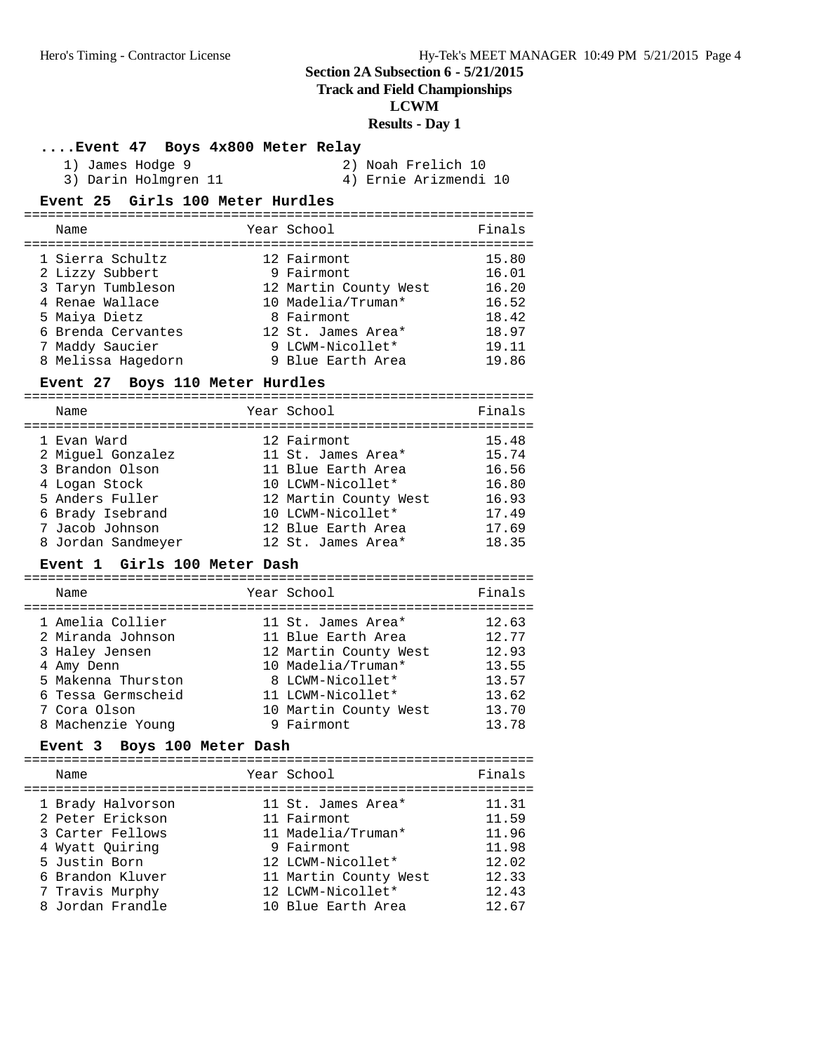## Section 2A Subsection 6 - 5/21/2015

## Track and Field Championships

## LCWM

## Results - Day 1

### ....Event 47 Boys 4x800 Meter Relay

1) James Hodge 9
2) Noah Frelich 10
3) Darin Holmgren 11
4) Ernie Arizmendi 10

### Event 25 Girls 100 Meter Hurdles

| | Name | Year | School | Finals |
|---|---|---|---|---|
| 1 | Sierra Schultz | 12 | Fairmont | 15.80 |
| 2 | Lizzy Subbert | 9 | Fairmont | 16.01 |
| 3 | Taryn Tumbleson | 12 | Martin County West | 16.20 |
| 4 | Renae Wallace | 10 | Madelia/Truman* | 16.52 |
| 5 | Maiya Dietz | 8 | Fairmont | 18.42 |
| 6 | Brenda Cervantes | 12 | St. James Area* | 18.97 |
| 7 | Maddy Saucier | 9 | LCWM-Nicollet* | 19.11 |
| 8 | Melissa Hagedorn | 9 | Blue Earth Area | 19.86 |

### Event 27 Boys 110 Meter Hurdles

| | Name | Year | School | Finals |
|---|---|---|---|---|
| 1 | Evan Ward | 12 | Fairmont | 15.48 |
| 2 | Miguel Gonzalez | 11 | St. James Area* | 15.74 |
| 3 | Brandon Olson | 11 | Blue Earth Area | 16.56 |
| 4 | Logan Stock | 10 | LCWM-Nicollet* | 16.80 |
| 5 | Anders Fuller | 12 | Martin County West | 16.93 |
| 6 | Brady Isebrand | 10 | LCWM-Nicollet* | 17.49 |
| 7 | Jacob Johnson | 12 | Blue Earth Area | 17.69 |
| 8 | Jordan Sandmeyer | 12 | St. James Area* | 18.35 |

### Event 1 Girls 100 Meter Dash

| | Name | Year | School | Finals |
|---|---|---|---|---|
| 1 | Amelia Collier | 11 | St. James Area* | 12.63 |
| 2 | Miranda Johnson | 11 | Blue Earth Area | 12.77 |
| 3 | Haley Jensen | 12 | Martin County West | 12.93 |
| 4 | Amy Denn | 10 | Madelia/Truman* | 13.55 |
| 5 | Makenna Thurston | 8 | LCWM-Nicollet* | 13.57 |
| 6 | Tessa Germscheid | 11 | LCWM-Nicollet* | 13.62 |
| 7 | Cora Olson | 10 | Martin County West | 13.70 |
| 8 | Machenzie Young | 9 | Fairmont | 13.78 |

### Event 3 Boys 100 Meter Dash

| | Name | Year | School | Finals |
|---|---|---|---|---|
| 1 | Brady Halvorson | 11 | St. James Area* | 11.31 |
| 2 | Peter Erickson | 11 | Fairmont | 11.59 |
| 3 | Carter Fellows | 11 | Madelia/Truman* | 11.96 |
| 4 | Wyatt Quiring | 9 | Fairmont | 11.98 |
| 5 | Justin Born | 12 | LCWM-Nicollet* | 12.02 |
| 6 | Brandon Kluver | 11 | Martin County West | 12.33 |
| 7 | Travis Murphy | 12 | LCWM-Nicollet* | 12.43 |
| 8 | Jordan Frandle | 10 | Blue Earth Area | 12.67 |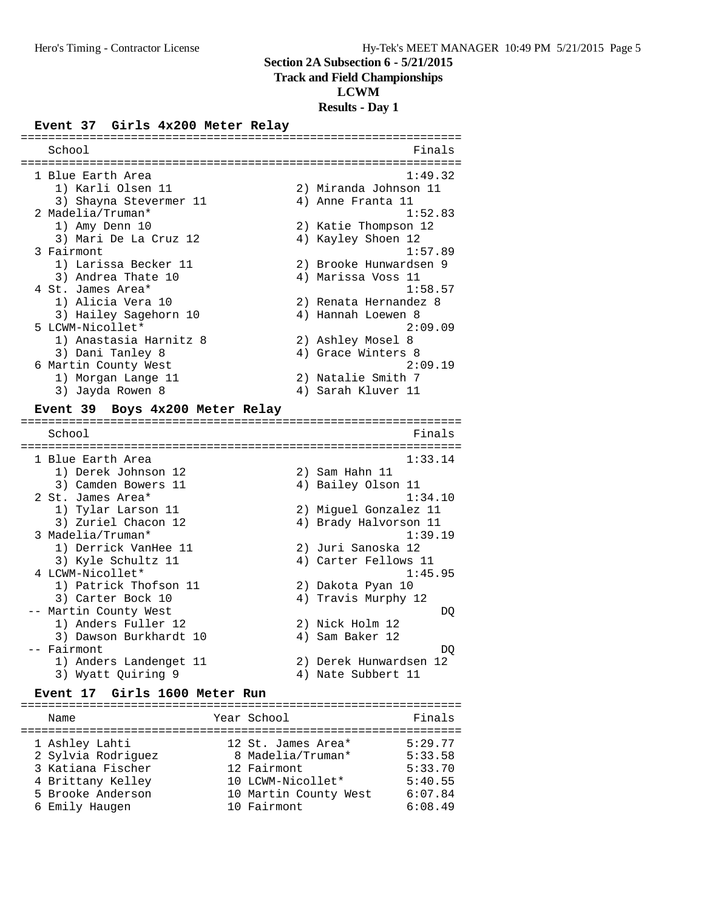# Section 2A Subsection 6 - 5/21/2015
## Track and Field Championships
## LCWM
## Results - Day 1

### Event 37 Girls 4x200 Meter Relay

| Place | School | Finals |
|---|---|---|
| 1 | Blue Earth Area | 1:49.32 |
| | 1) Karli Olsen 11, 2) Miranda Johnson 11, 3) Shayna Stevermer 11, 4) Anne Franta 11 | |
| 2 | Madelia/Truman* | 1:52.83 |
| | 1) Amy Denn 10, 2) Katie Thompson 12, 3) Mari De La Cruz 12, 4) Kayley Shoen 12 | |
| 3 | Fairmont | 1:57.89 |
| | 1) Larissa Becker 11, 2) Brooke Hunwardsen 9, 3) Andrea Thate 10, 4) Marissa Voss 11 | |
| 4 | St. James Area* | 1:58.57 |
| | 1) Alicia Vera 10, 2) Renata Hernandez 8, 3) Hailey Sagehorn 10, 4) Hannah Loewen 8 | |
| 5 | LCWM-Nicollet* | 2:09.09 |
| | 1) Anastasia Harnitz 8, 2) Ashley Mosel 8, 3) Dani Tanley 8, 4) Grace Winters 8 | |
| 6 | Martin County West | 2:09.19 |
| | 1) Morgan Lange 11, 2) Natalie Smith 7, 3) Jayda Rowen 8, 4) Sarah Kluver 11 | |

### Event 39 Boys 4x200 Meter Relay

| Place | School | Finals |
|---|---|---|
| 1 | Blue Earth Area | 1:33.14 |
| | 1) Derek Johnson 12, 2) Sam Hahn 11, 3) Camden Bowers 11, 4) Bailey Olson 11 | |
| 2 | St. James Area* | 1:34.10 |
| | 1) Tylar Larson 11, 2) Miguel Gonzalez 11, 3) Zuriel Chacon 12, 4) Brady Halvorson 11 | |
| 3 | Madelia/Truman* | 1:39.19 |
| | 1) Derrick VanHee 11, 2) Juri Sanoska 12, 3) Kyle Schultz 11, 4) Carter Fellows 11 | |
| 4 | LCWM-Nicollet* | 1:45.95 |
| | 1) Patrick Thofson 11, 2) Dakota Pyan 10, 3) Carter Bock 10, 4) Travis Murphy 12 | |
| -- | Martin County West | DQ |
| | 1) Anders Fuller 12, 2) Nick Holm 12, 3) Dawson Burkhardt 10, 4) Sam Baker 12 | |
| -- | Fairmont | DQ |
| | 1) Anders Landenget 11, 2) Derek Hunwardsen 12, 3) Wyatt Quiring 9, 4) Nate Subbert 11 | |

### Event 17 Girls 1600 Meter Run

| Place | Name | Year | School | Finals |
|---|---|---|---|---|
| 1 | Ashley Lahti | 12 | St. James Area* | 5:29.77 |
| 2 | Sylvia Rodriguez | 8 | Madelia/Truman* | 5:33.58 |
| 3 | Katiana Fischer | 12 | Fairmont | 5:33.70 |
| 4 | Brittany Kelley | 10 | LCWM-Nicollet* | 5:40.55 |
| 5 | Brooke Anderson | 10 | Martin County West | 6:07.84 |
| 6 | Emily Haugen | 10 | Fairmont | 6:08.49 |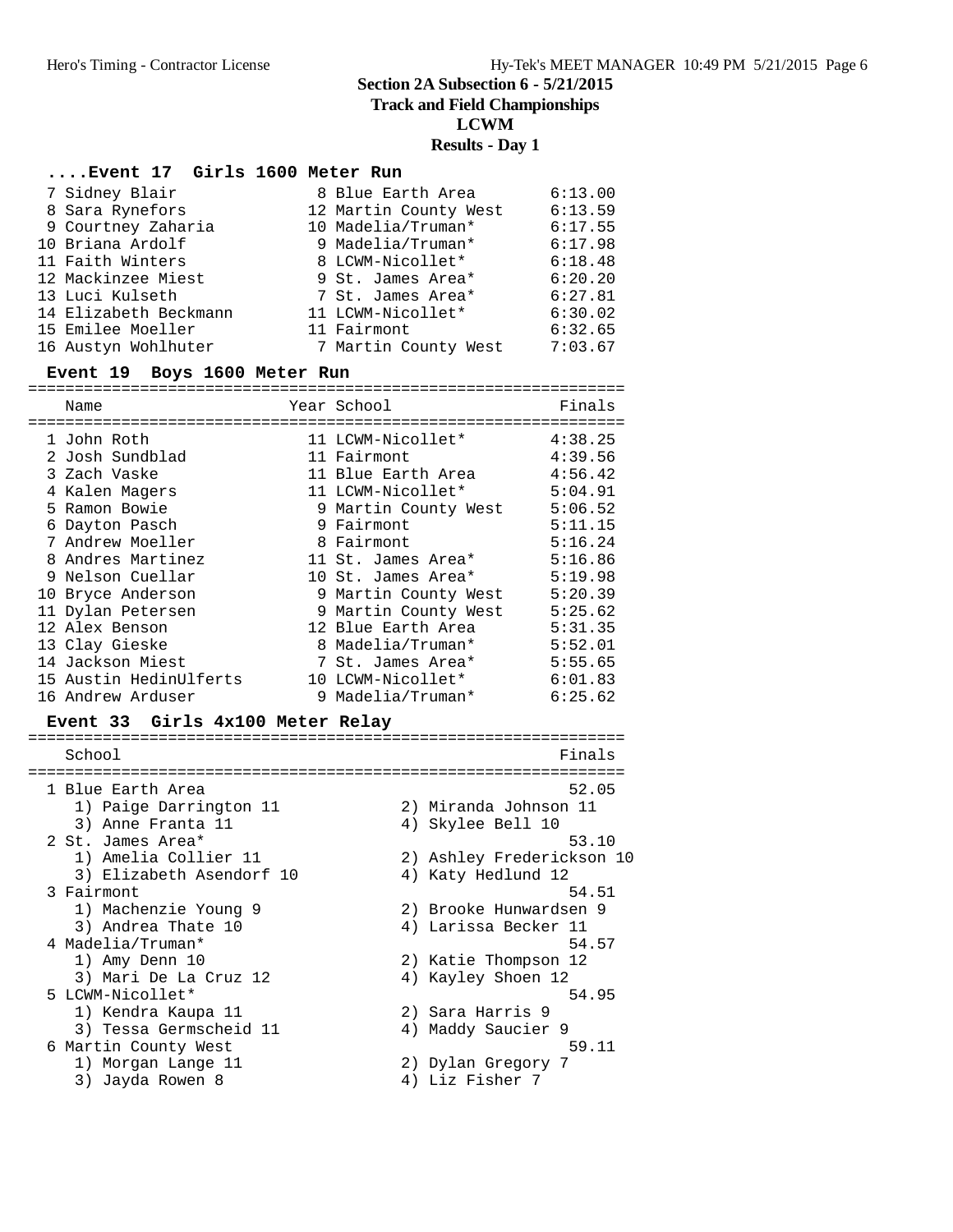## Section 2A Subsection 6 - 5/21/2015
## Track and Field Championships
## LCWM
## Results - Day 1

### ....Event 17 Girls 1600 Meter Run

| Place | Name | Year | School | Finals |
|---|---|---|---|---|
| 7 | Sidney Blair | 8 | Blue Earth Area | 6:13.00 |
| 8 | Sara Rynefors | 12 | Martin County West | 6:13.59 |
| 9 | Courtney Zaharia | 10 | Madelia/Truman* | 6:17.55 |
| 10 | Briana Ardolf | 9 | Madelia/Truman* | 6:17.98 |
| 11 | Faith Winters | 8 | LCWM-Nicollet* | 6:18.48 |
| 12 | Mackinzee Miest | 9 | St. James Area* | 6:20.20 |
| 13 | Luci Kulseth | 7 | St. James Area* | 6:27.81 |
| 14 | Elizabeth Beckmann | 11 | LCWM-Nicollet* | 6:30.02 |
| 15 | Emilee Moeller | 11 | Fairmont | 6:32.65 |
| 16 | Austyn Wohlhuter | 7 | Martin County West | 7:03.67 |

### Event 19 Boys 1600 Meter Run

| Place | Name | Year | School | Finals |
|---|---|---|---|---|
| 1 | John Roth | 11 | LCWM-Nicollet* | 4:38.25 |
| 2 | Josh Sundblad | 11 | Fairmont | 4:39.56 |
| 3 | Zach Vaske | 11 | Blue Earth Area | 4:56.42 |
| 4 | Kalen Magers | 11 | LCWM-Nicollet* | 5:04.91 |
| 5 | Ramon Bowie | 9 | Martin County West | 5:06.52 |
| 6 | Dayton Pasch | 9 | Fairmont | 5:11.15 |
| 7 | Andrew Moeller | 8 | Fairmont | 5:16.24 |
| 8 | Andres Martinez | 11 | St. James Area* | 5:16.86 |
| 9 | Nelson Cuellar | 10 | St. James Area* | 5:19.98 |
| 10 | Bryce Anderson | 9 | Martin County West | 5:20.39 |
| 11 | Dylan Petersen | 9 | Martin County West | 5:25.62 |
| 12 | Alex Benson | 12 | Blue Earth Area | 5:31.35 |
| 13 | Clay Gieske | 8 | Madelia/Truman* | 5:52.01 |
| 14 | Jackson Miest | 7 | St. James Area* | 5:55.65 |
| 15 | Austin HedinUlferts | 10 | LCWM-Nicollet* | 6:01.83 |
| 16 | Andrew Arduser | 9 | Madelia/Truman* | 6:25.62 |

### Event 33 Girls 4x100 Meter Relay

| Place | School | Finals |
|---|---|---|
| 1 | Blue Earth Area | 52.05 |
| | 1) Paige Darrington 11, 2) Miranda Johnson 11, 3) Anne Franta 11, 4) Skylee Bell 10 | |
| 2 | St. James Area* | 53.10 |
| | 1) Amelia Collier 11, 2) Ashley Frederickson 10, 3) Elizabeth Asendorf 10, 4) Katy Hedlund 12 | |
| 3 | Fairmont | 54.51 |
| | 1) Machenzie Young 9, 2) Brooke Hunwardsen 9, 3) Andrea Thate 10, 4) Larissa Becker 11 | |
| 4 | Madelia/Truman* | 54.57 |
| | 1) Amy Denn 10, 2) Katie Thompson 12, 3) Mari De La Cruz 12, 4) Kayley Shoen 12 | |
| 5 | LCWM-Nicollet* | 54.95 |
| | 1) Kendra Kaupa 11, 2) Sara Harris 9, 3) Tessa Germscheid 11, 4) Maddy Saucier 9 | |
| 6 | Martin County West | 59.11 |
| | 1) Morgan Lange 11, 2) Dylan Gregory 7, 3) Jayda Rowen 8, 4) Liz Fisher 7 | |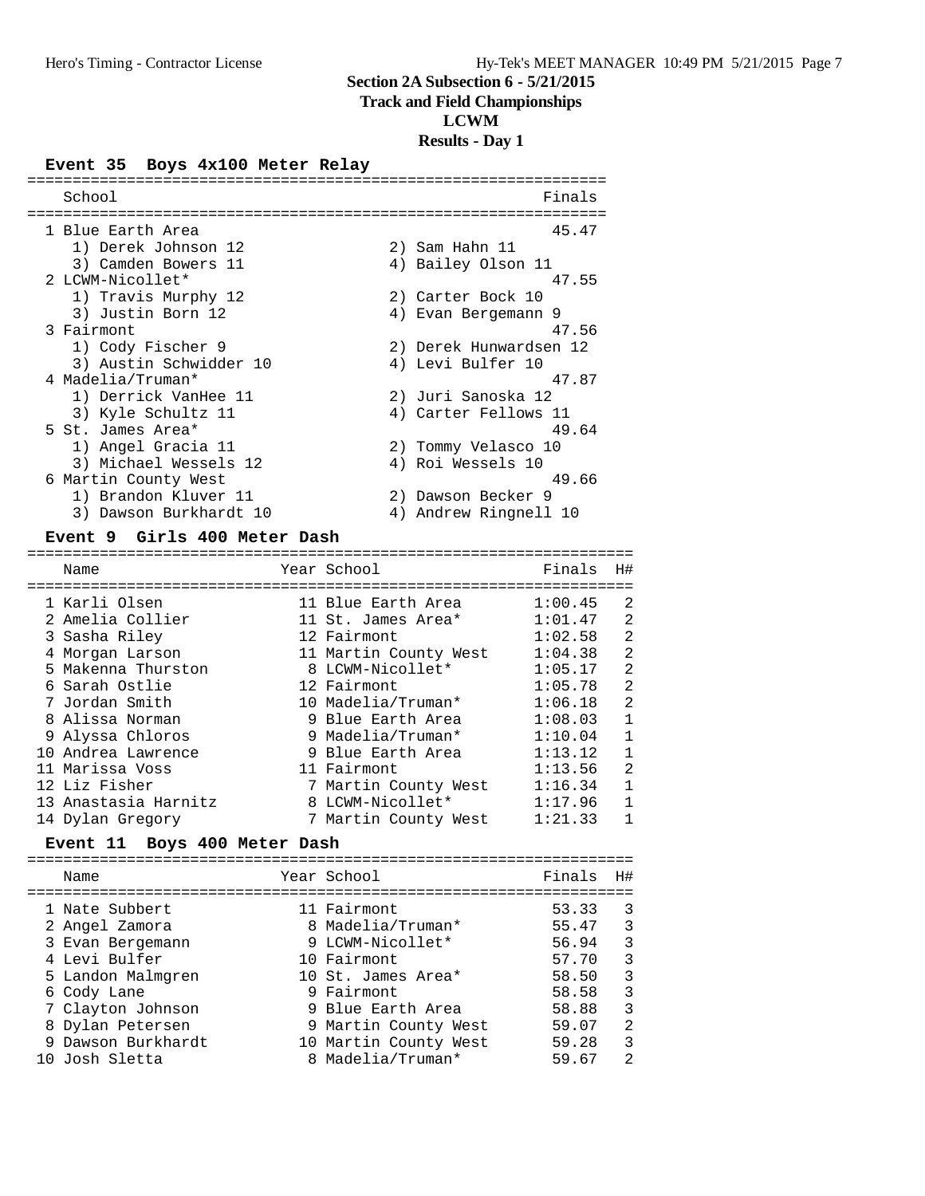## Section 2A Subsection 6 - 5/21/2015
## Track and Field Championships
## LCWM
## Results - Day 1

### Event 35 Boys 4x100 Meter Relay

| Place | School | Finals |
|---|---|---|
| 1 | Blue Earth Area | 45.47 |
| | 1) Derek Johnson 12, 2) Sam Hahn 11, 3) Camden Bowers 11, 4) Bailey Olson 11 | |
| 2 | LCWM-Nicollet* | 47.55 |
| | 1) Travis Murphy 12, 2) Carter Bock 10, 3) Justin Born 12, 4) Evan Bergemann 9 | |
| 3 | Fairmont | 47.56 |
| | 1) Cody Fischer 9, 2) Derek Hunwardsen 12, 3) Austin Schwidder 10, 4) Levi Bulfer 10 | |
| 4 | Madelia/Truman* | 47.87 |
| | 1) Derrick VanHee 11, 2) Juri Sanoska 12, 3) Kyle Schultz 11, 4) Carter Fellows 11 | |
| 5 | St. James Area* | 49.64 |
| | 1) Angel Gracia 11, 2) Tommy Velasco 10, 3) Michael Wessels 12, 4) Roi Wessels 10 | |
| 6 | Martin County West | 49.66 |
| | 1) Brandon Kluver 11, 2) Dawson Becker 9, 3) Dawson Burkhardt 10, 4) Andrew Ringnell 10 | |

### Event 9 Girls 400 Meter Dash

| Place | Name | Year | School | Finals | H# |
|---|---|---|---|---|---|
| 1 | Karli Olsen | 11 | Blue Earth Area | 1:00.45 | 2 |
| 2 | Amelia Collier | 11 | St. James Area* | 1:01.47 | 2 |
| 3 | Sasha Riley | 12 | Fairmont | 1:02.58 | 2 |
| 4 | Morgan Larson | 11 | Martin County West | 1:04.38 | 2 |
| 5 | Makenna Thurston | 8 | LCWM-Nicollet* | 1:05.17 | 2 |
| 6 | Sarah Ostlie | 12 | Fairmont | 1:05.78 | 2 |
| 7 | Jordan Smith | 10 | Madelia/Truman* | 1:06.18 | 2 |
| 8 | Alissa Norman | 9 | Blue Earth Area | 1:08.03 | 1 |
| 9 | Alyssa Chloros | 9 | Madelia/Truman* | 1:10.04 | 1 |
| 10 | Andrea Lawrence | 9 | Blue Earth Area | 1:13.12 | 1 |
| 11 | Marissa Voss | 11 | Fairmont | 1:13.56 | 2 |
| 12 | Liz Fisher | 7 | Martin County West | 1:16.34 | 1 |
| 13 | Anastasia Harnitz | 8 | LCWM-Nicollet* | 1:17.96 | 1 |
| 14 | Dylan Gregory | 7 | Martin County West | 1:21.33 | 1 |

### Event 11 Boys 400 Meter Dash

| Place | Name | Year | School | Finals | H# |
|---|---|---|---|---|---|
| 1 | Nate Subbert | 11 | Fairmont | 53.33 | 3 |
| 2 | Angel Zamora | 8 | Madelia/Truman* | 55.47 | 3 |
| 3 | Evan Bergemann | 9 | LCWM-Nicollet* | 56.94 | 3 |
| 4 | Levi Bulfer | 10 | Fairmont | 57.70 | 3 |
| 5 | Landon Malmgren | 10 | St. James Area* | 58.50 | 3 |
| 6 | Cody Lane | 9 | Fairmont | 58.58 | 3 |
| 7 | Clayton Johnson | 9 | Blue Earth Area | 58.88 | 3 |
| 8 | Dylan Petersen | 9 | Martin County West | 59.07 | 2 |
| 9 | Dawson Burkhardt | 10 | Martin County West | 59.28 | 3 |
| 10 | Josh Sletta | 8 | Madelia/Truman* | 59.67 | 2 |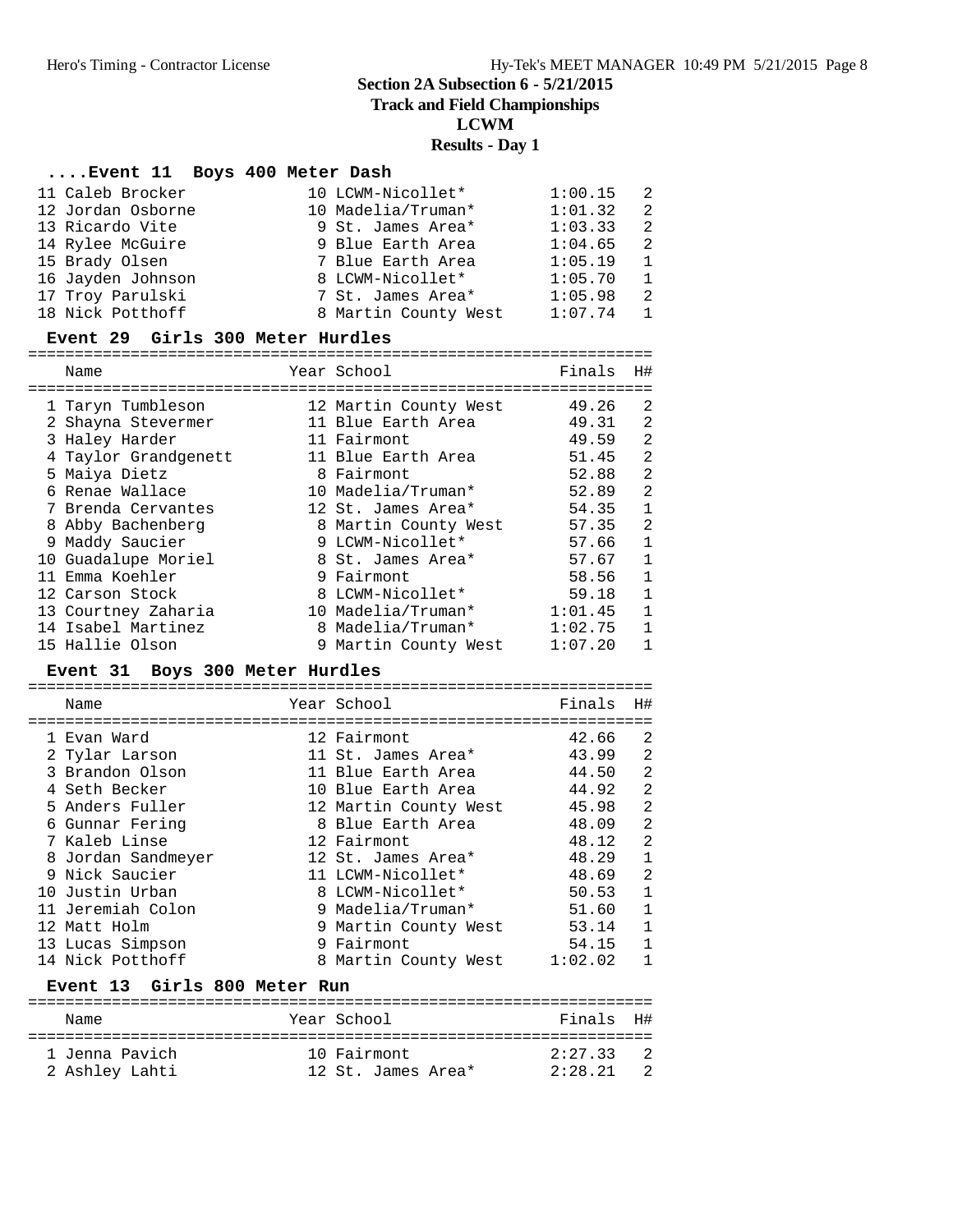# Section 2A Subsection 6 - 5/21/2015

## Track and Field Championships

## LCWM

## Results - Day 1

### ....Event 11 Boys 400 Meter Dash

| Name | Year | School | Finals | H# |
|---|---|---|---|---|
| 11 Caleb Brocker | 10 | LCWM-Nicollet* | 1:00.15 | 2 |
| 12 Jordan Osborne | 10 | Madelia/Truman* | 1:01.32 | 2 |
| 13 Ricardo Vite | 9 | St. James Area* | 1:03.33 | 2 |
| 14 Rylee McGuire | 9 | Blue Earth Area | 1:04.65 | 2 |
| 15 Brady Olsen | 7 | Blue Earth Area | 1:05.19 | 1 |
| 16 Jayden Johnson | 8 | LCWM-Nicollet* | 1:05.70 | 1 |
| 17 Troy Parulski | 7 | St. James Area* | 1:05.98 | 2 |
| 18 Nick Potthoff | 8 | Martin County West | 1:07.74 | 1 |

### Event 29 Girls 300 Meter Hurdles

| Name | Year | School | Finals | H# |
|---|---|---|---|---|
| 1 Taryn Tumbleson | 12 | Martin County West | 49.26 | 2 |
| 2 Shayna Stevermer | 11 | Blue Earth Area | 49.31 | 2 |
| 3 Haley Harder | 11 | Fairmont | 49.59 | 2 |
| 4 Taylor Grandgenett | 11 | Blue Earth Area | 51.45 | 2 |
| 5 Maiya Dietz | 8 | Fairmont | 52.88 | 2 |
| 6 Renae Wallace | 10 | Madelia/Truman* | 52.89 | 2 |
| 7 Brenda Cervantes | 12 | St. James Area* | 54.35 | 1 |
| 8 Abby Bachenberg | 8 | Martin County West | 57.35 | 2 |
| 9 Maddy Saucier | 9 | LCWM-Nicollet* | 57.66 | 1 |
| 10 Guadalupe Moriel | 8 | St. James Area* | 57.67 | 1 |
| 11 Emma Koehler | 9 | Fairmont | 58.56 | 1 |
| 12 Carson Stock | 8 | LCWM-Nicollet* | 59.18 | 1 |
| 13 Courtney Zaharia | 10 | Madelia/Truman* | 1:01.45 | 1 |
| 14 Isabel Martinez | 8 | Madelia/Truman* | 1:02.75 | 1 |
| 15 Hallie Olson | 9 | Martin County West | 1:07.20 | 1 |

### Event 31 Boys 300 Meter Hurdles

| Name | Year | School | Finals | H# |
|---|---|---|---|---|
| 1 Evan Ward | 12 | Fairmont | 42.66 | 2 |
| 2 Tylar Larson | 11 | St. James Area* | 43.99 | 2 |
| 3 Brandon Olson | 11 | Blue Earth Area | 44.50 | 2 |
| 4 Seth Becker | 10 | Blue Earth Area | 44.92 | 2 |
| 5 Anders Fuller | 12 | Martin County West | 45.98 | 2 |
| 6 Gunnar Fering | 8 | Blue Earth Area | 48.09 | 2 |
| 7 Kaleb Linse | 12 | Fairmont | 48.12 | 2 |
| 8 Jordan Sandmeyer | 12 | St. James Area* | 48.29 | 1 |
| 9 Nick Saucier | 11 | LCWM-Nicollet* | 48.69 | 2 |
| 10 Justin Urban | 8 | LCWM-Nicollet* | 50.53 | 1 |
| 11 Jeremiah Colon | 9 | Madelia/Truman* | 51.60 | 1 |
| 12 Matt Holm | 9 | Martin County West | 53.14 | 1 |
| 13 Lucas Simpson | 9 | Fairmont | 54.15 | 1 |
| 14 Nick Potthoff | 8 | Martin County West | 1:02.02 | 1 |

### Event 13 Girls 800 Meter Run

| Name | Year | School | Finals | H# |
|---|---|---|---|---|
| 1 Jenna Pavich | 10 | Fairmont | 2:27.33 | 2 |
| 2 Ashley Lahti | 12 | St. James Area* | 2:28.21 | 2 |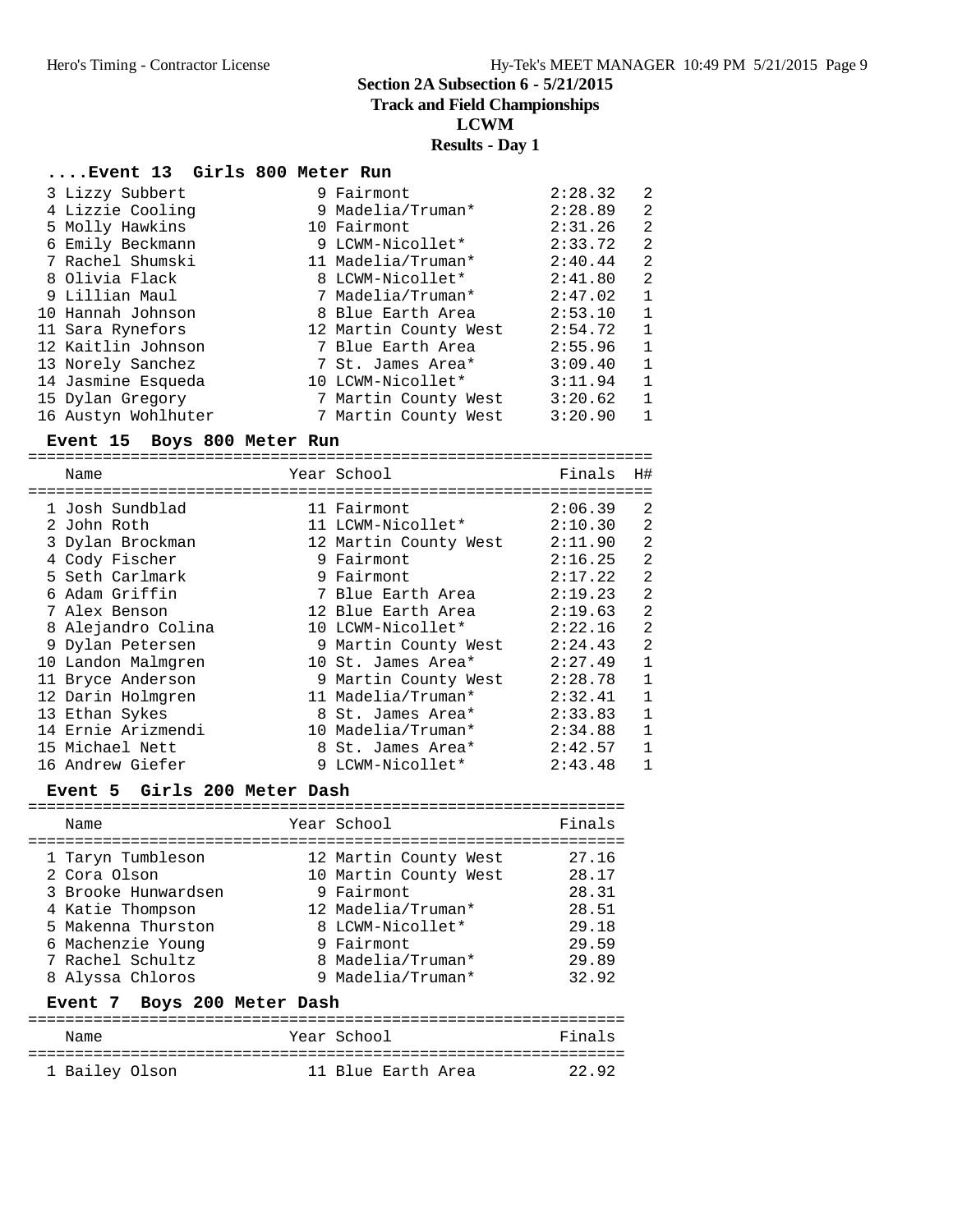## Section 2A Subsection 6 - 5/21/2015
## Track and Field Championships
## LCWM
## Results - Day 1

### ....Event 13 Girls 800 Meter Run

| Place | Name | Year | School | Finals | H# |
|---|---|---|---|---|---|
| 3 | Lizzy Subbert | 9 | Fairmont | 2:28.32 | 2 |
| 4 | Lizzie Cooling | 9 | Madelia/Truman* | 2:28.89 | 2 |
| 5 | Molly Hawkins | 10 | Fairmont | 2:31.26 | 2 |
| 6 | Emily Beckmann | 9 | LCWM-Nicollet* | 2:33.72 | 2 |
| 7 | Rachel Shumski | 11 | Madelia/Truman* | 2:40.44 | 2 |
| 8 | Olivia Flack | 8 | LCWM-Nicollet* | 2:41.80 | 2 |
| 9 | Lillian Maul | 7 | Madelia/Truman* | 2:47.02 | 1 |
| 10 | Hannah Johnson | 8 | Blue Earth Area | 2:53.10 | 1 |
| 11 | Sara Rynefors | 12 | Martin County West | 2:54.72 | 1 |
| 12 | Kaitlin Johnson | 7 | Blue Earth Area | 2:55.96 | 1 |
| 13 | Norely Sanchez | 7 | St. James Area* | 3:09.40 | 1 |
| 14 | Jasmine Esqueda | 10 | LCWM-Nicollet* | 3:11.94 | 1 |
| 15 | Dylan Gregory | 7 | Martin County West | 3:20.62 | 1 |
| 16 | Austyn Wohlhuter | 7 | Martin County West | 3:20.90 | 1 |

### Event 15 Boys 800 Meter Run

| Place | Name | Year | School | Finals | H# |
|---|---|---|---|---|---|
| 1 | Josh Sundblad | 11 | Fairmont | 2:06.39 | 2 |
| 2 | John Roth | 11 | LCWM-Nicollet* | 2:10.30 | 2 |
| 3 | Dylan Brockman | 12 | Martin County West | 2:11.90 | 2 |
| 4 | Cody Fischer | 9 | Fairmont | 2:16.25 | 2 |
| 5 | Seth Carlmark | 9 | Fairmont | 2:17.22 | 2 |
| 6 | Adam Griffin | 7 | Blue Earth Area | 2:19.23 | 2 |
| 7 | Alex Benson | 12 | Blue Earth Area | 2:19.63 | 2 |
| 8 | Alejandro Colina | 10 | LCWM-Nicollet* | 2:22.16 | 2 |
| 9 | Dylan Petersen | 9 | Martin County West | 2:24.43 | 2 |
| 10 | Landon Malmgren | 10 | St. James Area* | 2:27.49 | 1 |
| 11 | Bryce Anderson | 9 | Martin County West | 2:28.78 | 1 |
| 12 | Darin Holmgren | 11 | Madelia/Truman* | 2:32.41 | 1 |
| 13 | Ethan Sykes | 8 | St. James Area* | 2:33.83 | 1 |
| 14 | Ernie Arizmendi | 10 | Madelia/Truman* | 2:34.88 | 1 |
| 15 | Michael Nett | 8 | St. James Area* | 2:42.57 | 1 |
| 16 | Andrew Giefer | 9 | LCWM-Nicollet* | 2:43.48 | 1 |

### Event 5 Girls 200 Meter Dash

| Place | Name | Year | School | Finals |
|---|---|---|---|---|
| 1 | Taryn Tumbleson | 12 | Martin County West | 27.16 |
| 2 | Cora Olson | 10 | Martin County West | 28.17 |
| 3 | Brooke Hunwardsen | 9 | Fairmont | 28.31 |
| 4 | Katie Thompson | 12 | Madelia/Truman* | 28.51 |
| 5 | Makenna Thurston | 8 | LCWM-Nicollet* | 29.18 |
| 6 | Machenzie Young | 9 | Fairmont | 29.59 |
| 7 | Rachel Schultz | 8 | Madelia/Truman* | 29.89 |
| 8 | Alyssa Chloros | 9 | Madelia/Truman* | 32.92 |

### Event 7 Boys 200 Meter Dash

| Place | Name | Year | School | Finals |
|---|---|---|---|---|
| 1 | Bailey Olson | 11 | Blue Earth Area | 22.92 |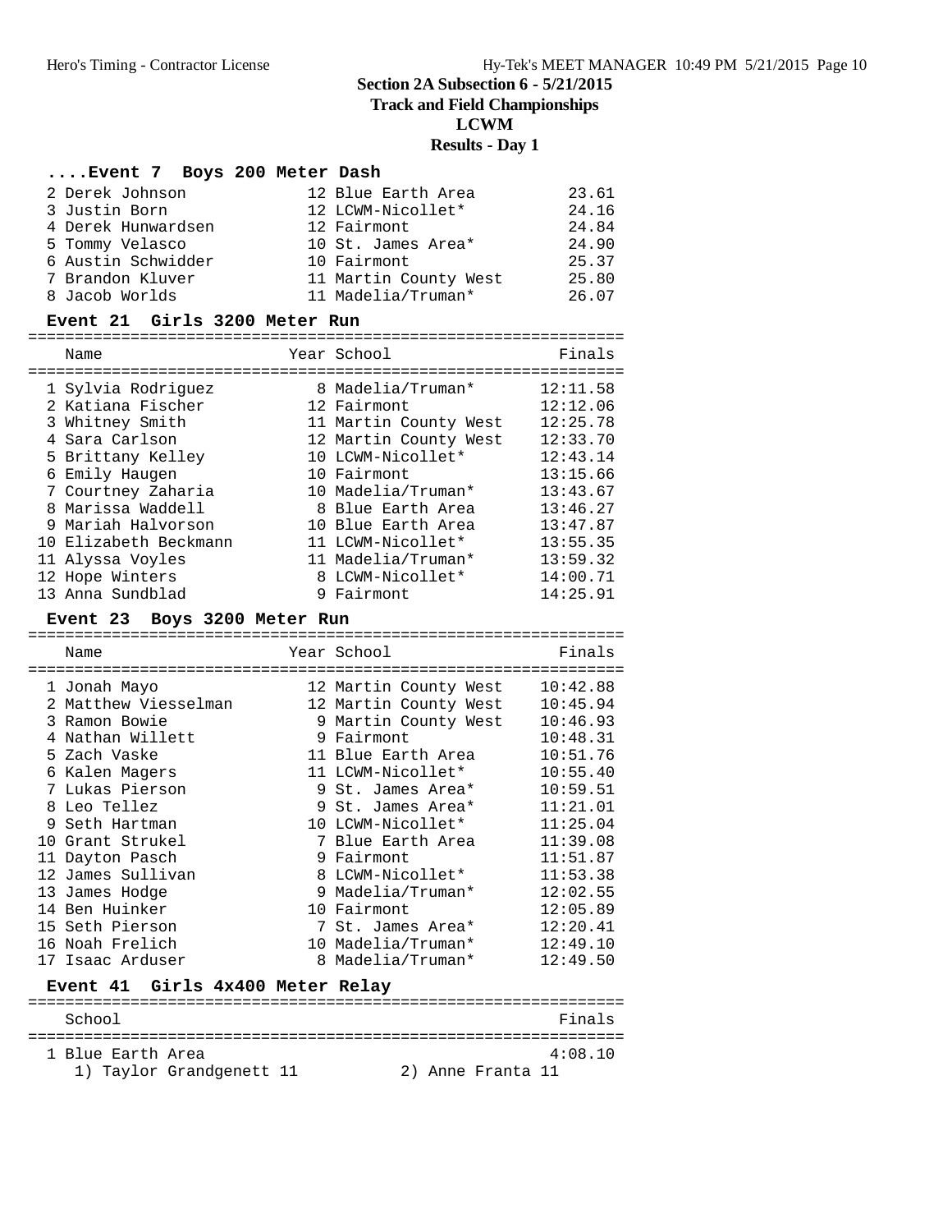# Section 2A Subsection 6 - 5/21/2015
## Track and Field Championships
## LCWM
## Results - Day 1

### ....Event 7 Boys 200 Meter Dash

| Place | Name | Year | School | Finals |
|---|---|---|---|---|
| 2 | Derek Johnson | 12 | Blue Earth Area | 23.61 |
| 3 | Justin Born | 12 | LCWM-Nicollet* | 24.16 |
| 4 | Derek Hunwardsen | 12 | Fairmont | 24.84 |
| 5 | Tommy Velasco | 10 | St. James Area* | 24.90 |
| 6 | Austin Schwidder | 10 | Fairmont | 25.37 |
| 7 | Brandon Kluver | 11 | Martin County West | 25.80 |
| 8 | Jacob Worlds | 11 | Madelia/Truman* | 26.07 |

### Event 21 Girls 3200 Meter Run

| Place | Name | Year | School | Finals |
|---|---|---|---|---|
| 1 | Sylvia Rodriguez | 8 | Madelia/Truman* | 12:11.58 |
| 2 | Katiana Fischer | 12 | Fairmont | 12:12.06 |
| 3 | Whitney Smith | 11 | Martin County West | 12:25.78 |
| 4 | Sara Carlson | 12 | Martin County West | 12:33.70 |
| 5 | Brittany Kelley | 10 | LCWM-Nicollet* | 12:43.14 |
| 6 | Emily Haugen | 10 | Fairmont | 13:15.66 |
| 7 | Courtney Zaharia | 10 | Madelia/Truman* | 13:43.67 |
| 8 | Marissa Waddell | 8 | Blue Earth Area | 13:46.27 |
| 9 | Mariah Halvorson | 10 | Blue Earth Area | 13:47.87 |
| 10 | Elizabeth Beckmann | 11 | LCWM-Nicollet* | 13:55.35 |
| 11 | Alyssa Voyles | 11 | Madelia/Truman* | 13:59.32 |
| 12 | Hope Winters | 8 | LCWM-Nicollet* | 14:00.71 |
| 13 | Anna Sundblad | 9 | Fairmont | 14:25.91 |

### Event 23 Boys 3200 Meter Run

| Place | Name | Year | School | Finals |
|---|---|---|---|---|
| 1 | Jonah Mayo | 12 | Martin County West | 10:42.88 |
| 2 | Matthew Viesselman | 12 | Martin County West | 10:45.94 |
| 3 | Ramon Bowie | 9 | Martin County West | 10:46.93 |
| 4 | Nathan Willett | 9 | Fairmont | 10:48.31 |
| 5 | Zach Vaske | 11 | Blue Earth Area | 10:51.76 |
| 6 | Kalen Magers | 11 | LCWM-Nicollet* | 10:55.40 |
| 7 | Lukas Pierson | 9 | St. James Area* | 10:59.51 |
| 8 | Leo Tellez | 9 | St. James Area* | 11:21.01 |
| 9 | Seth Hartman | 10 | LCWM-Nicollet* | 11:25.04 |
| 10 | Grant Strukel | 7 | Blue Earth Area | 11:39.08 |
| 11 | Dayton Pasch | 9 | Fairmont | 11:51.87 |
| 12 | James Sullivan | 8 | LCWM-Nicollet* | 11:53.38 |
| 13 | James Hodge | 9 | Madelia/Truman* | 12:02.55 |
| 14 | Ben Huinker | 10 | Fairmont | 12:05.89 |
| 15 | Seth Pierson | 7 | St. James Area* | 12:20.41 |
| 16 | Noah Frelich | 10 | Madelia/Truman* | 12:49.10 |
| 17 | Isaac Arduser | 8 | Madelia/Truman* | 12:49.50 |

### Event 41 Girls 4x400 Meter Relay

| Place | School | Finals |
|---|---|---|
| 1 | Blue Earth Area | 4:08.10 |

1) Taylor Grandgenett 11    2) Anne Franta 11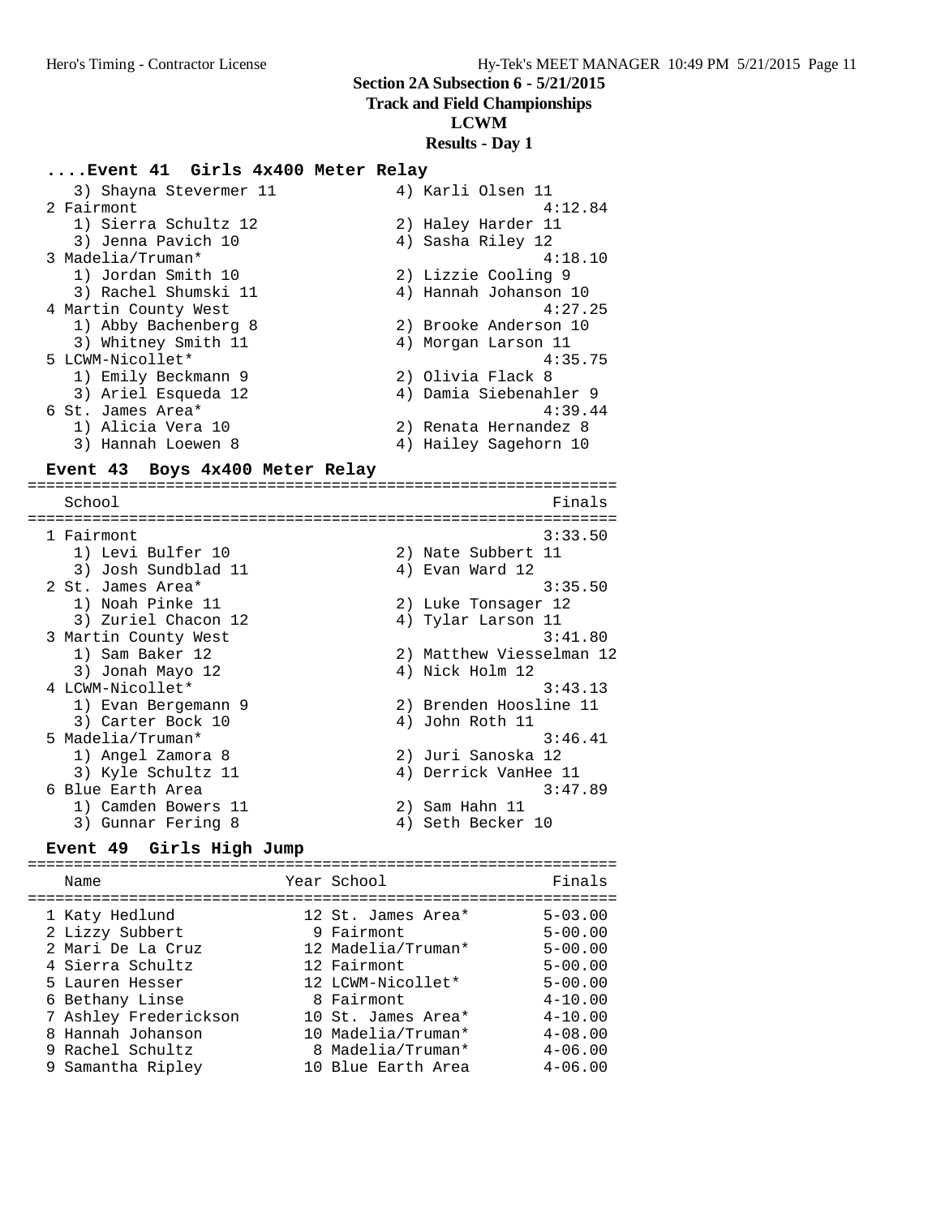## Section 2A Subsection 6 - 5/21/2015
## Track and Field Championships
## LCWM
## Results - Day 1

### ....Event 41 Girls 4x400 Meter Relay

```
   3) Shayna Stevermer 11             4) Karli Olsen 11
 2 Fairmont                                          4:12.84
   1) Sierra Schultz 12               2) Haley Harder 11
   3) Jenna Pavich 10                 4) Sasha Riley 12
 3 Madelia/Truman*                                   4:18.10
   1) Jordan Smith 10                 2) Lizzie Cooling 9
   3) Rachel Shumski 11               4) Hannah Johanson 10
 4 Martin County West                                4:27.25
   1) Abby Bachenberg 8               2) Brooke Anderson 10
   3) Whitney Smith 11                4) Morgan Larson 11
 5 LCWM-Nicollet*                                    4:35.75
   1) Emily Beckmann 9                2) Olivia Flack 8
   3) Ariel Esqueda 12                4) Damia Siebenahler 9
 6 St. James Area*                                   4:39.44
   1) Alicia Vera 10                  2) Renata Hernandez 8
   3) Hannah Loewen 8                 4) Hailey Sagehorn 10
```

### Event 43 Boys 4x400 Meter Relay

```
================================================================
    School                                               Finals
================================================================
  1 Fairmont                                            3:33.50
     1) Levi Bulfer 10                 2) Nate Subbert 11
     3) Josh Sundblad 11               4) Evan Ward 12
  2 St. James Area*                                     3:35.50
     1) Noah Pinke 11                  2) Luke Tonsager 12
     3) Zuriel Chacon 12               4) Tylar Larson 11
  3 Martin County West                                  3:41.80
     1) Sam Baker 12                   2) Matthew Viesselman 12
     3) Jonah Mayo 12                  4) Nick Holm 12
  4 LCWM-Nicollet*                                      3:43.13
     1) Evan Bergemann 9               2) Brenden Hoosline 11
     3) Carter Bock 10                 4) John Roth 11
  5 Madelia/Truman*                                     3:46.41
     1) Angel Zamora 8                 2) Juri Sanoska 12
     3) Kyle Schultz 11                4) Derrick VanHee 11
  6 Blue Earth Area                                     3:47.89
     1) Camden Bowers 11               2) Sam Hahn 11
     3) Gunnar Fering 8                4) Seth Becker 10
```

### Event 49 Girls High Jump

```
================================================================
    Name                    Year School                  Finals
================================================================
  1 Katy Hedlund              12 St. James Area*        5-03.00
  2 Lizzy Subbert              9 Fairmont               5-00.00
  2 Mari De La Cruz           12 Madelia/Truman*        5-00.00
  4 Sierra Schultz            12 Fairmont               5-00.00
  5 Lauren Hesser             12 LCWM-Nicollet*         5-00.00
  6 Bethany Linse              8 Fairmont               4-10.00
  7 Ashley Frederickson       10 St. James Area*        4-10.00
  8 Hannah Johanson           10 Madelia/Truman*        4-08.00
  9 Rachel Schultz             8 Madelia/Truman*        4-06.00
  9 Samantha Ripley           10 Blue Earth Area        4-06.00
```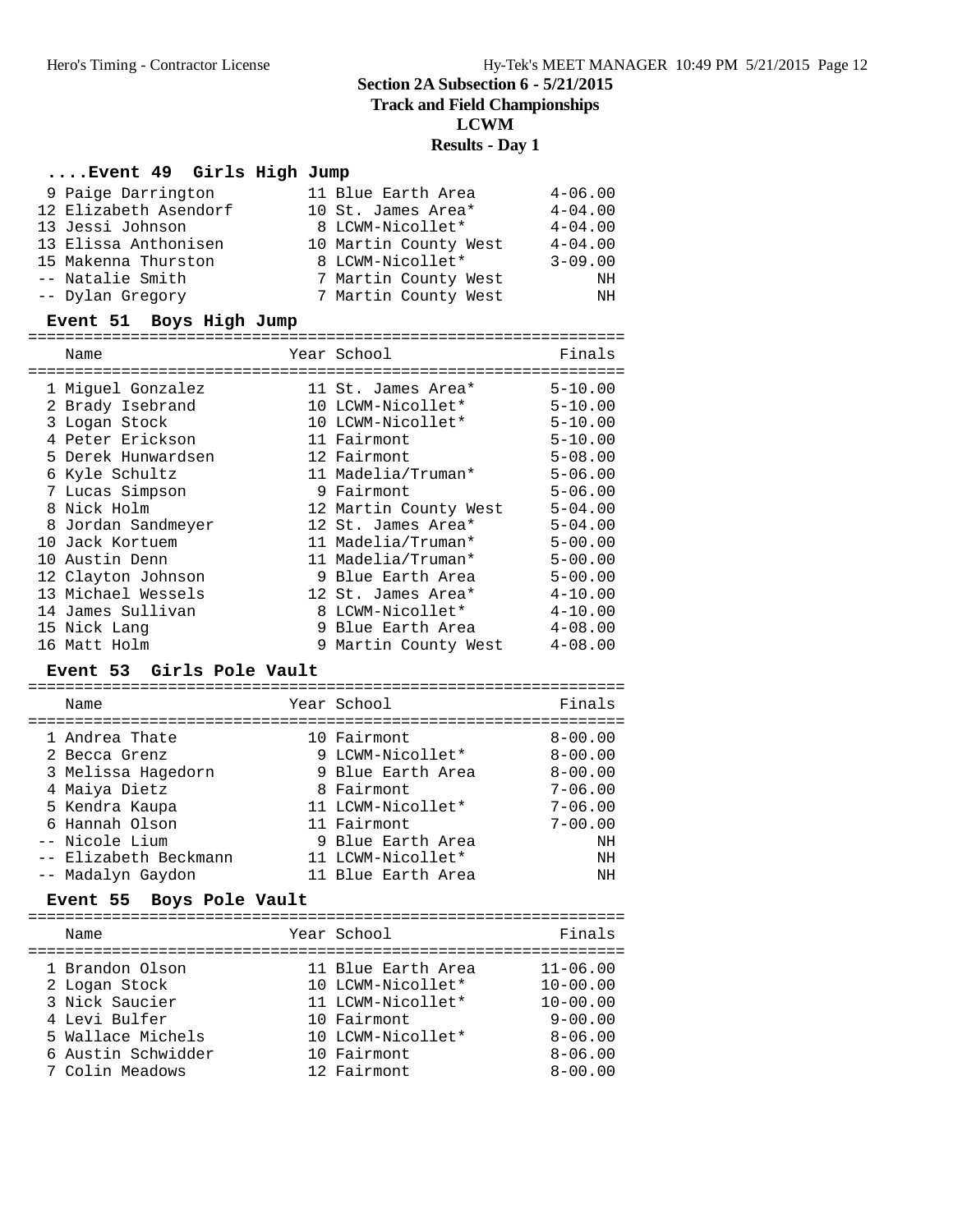# Section 2A Subsection 6 - 5/21/2015

## Track and Field Championships

## LCWM

## Results - Day 1

### ....Event 49 Girls High Jump

| Place | Name | Year | School | Finals |
|---|---|---|---|---|
| 9 | Paige Darrington | 11 | Blue Earth Area | 4-06.00 |
| 12 | Elizabeth Asendorf | 10 | St. James Area* | 4-04.00 |
| 13 | Jessi Johnson | 8 | LCWM-Nicollet* | 4-04.00 |
| 13 | Elissa Anthonisen | 10 | Martin County West | 4-04.00 |
| 15 | Makenna Thurston | 8 | LCWM-Nicollet* | 3-09.00 |
| -- | Natalie Smith | 7 | Martin County West | NH |
| -- | Dylan Gregory | 7 | Martin County West | NH |

### Event 51 Boys High Jump

| Place | Name | Year | School | Finals |
|---|---|---|---|---|
| 1 | Miguel Gonzalez | 11 | St. James Area* | 5-10.00 |
| 2 | Brady Isebrand | 10 | LCWM-Nicollet* | 5-10.00 |
| 3 | Logan Stock | 10 | LCWM-Nicollet* | 5-10.00 |
| 4 | Peter Erickson | 11 | Fairmont | 5-10.00 |
| 5 | Derek Hunwardsen | 12 | Fairmont | 5-08.00 |
| 6 | Kyle Schultz | 11 | Madelia/Truman* | 5-06.00 |
| 7 | Lucas Simpson | 9 | Fairmont | 5-06.00 |
| 8 | Nick Holm | 12 | Martin County West | 5-04.00 |
| 8 | Jordan Sandmeyer | 12 | St. James Area* | 5-04.00 |
| 10 | Jack Kortuem | 11 | Madelia/Truman* | 5-00.00 |
| 10 | Austin Denn | 11 | Madelia/Truman* | 5-00.00 |
| 12 | Clayton Johnson | 9 | Blue Earth Area | 5-00.00 |
| 13 | Michael Wessels | 12 | St. James Area* | 4-10.00 |
| 14 | James Sullivan | 8 | LCWM-Nicollet* | 4-10.00 |
| 15 | Nick Lang | 9 | Blue Earth Area | 4-08.00 |
| 16 | Matt Holm | 9 | Martin County West | 4-08.00 |

### Event 53 Girls Pole Vault

| Place | Name | Year | School | Finals |
|---|---|---|---|---|
| 1 | Andrea Thate | 10 | Fairmont | 8-00.00 |
| 2 | Becca Grenz | 9 | LCWM-Nicollet* | 8-00.00 |
| 3 | Melissa Hagedorn | 9 | Blue Earth Area | 8-00.00 |
| 4 | Maiya Dietz | 8 | Fairmont | 7-06.00 |
| 5 | Kendra Kaupa | 11 | LCWM-Nicollet* | 7-06.00 |
| 6 | Hannah Olson | 11 | Fairmont | 7-00.00 |
| -- | Nicole Lium | 9 | Blue Earth Area | NH |
| -- | Elizabeth Beckmann | 11 | LCWM-Nicollet* | NH |
| -- | Madalyn Gaydon | 11 | Blue Earth Area | NH |

### Event 55 Boys Pole Vault

| Place | Name | Year | School | Finals |
|---|---|---|---|---|
| 1 | Brandon Olson | 11 | Blue Earth Area | 11-06.00 |
| 2 | Logan Stock | 10 | LCWM-Nicollet* | 10-00.00 |
| 3 | Nick Saucier | 11 | LCWM-Nicollet* | 10-00.00 |
| 4 | Levi Bulfer | 10 | Fairmont | 9-00.00 |
| 5 | Wallace Michels | 10 | LCWM-Nicollet* | 8-06.00 |
| 6 | Austin Schwidder | 10 | Fairmont | 8-06.00 |
| 7 | Colin Meadows | 12 | Fairmont | 8-00.00 |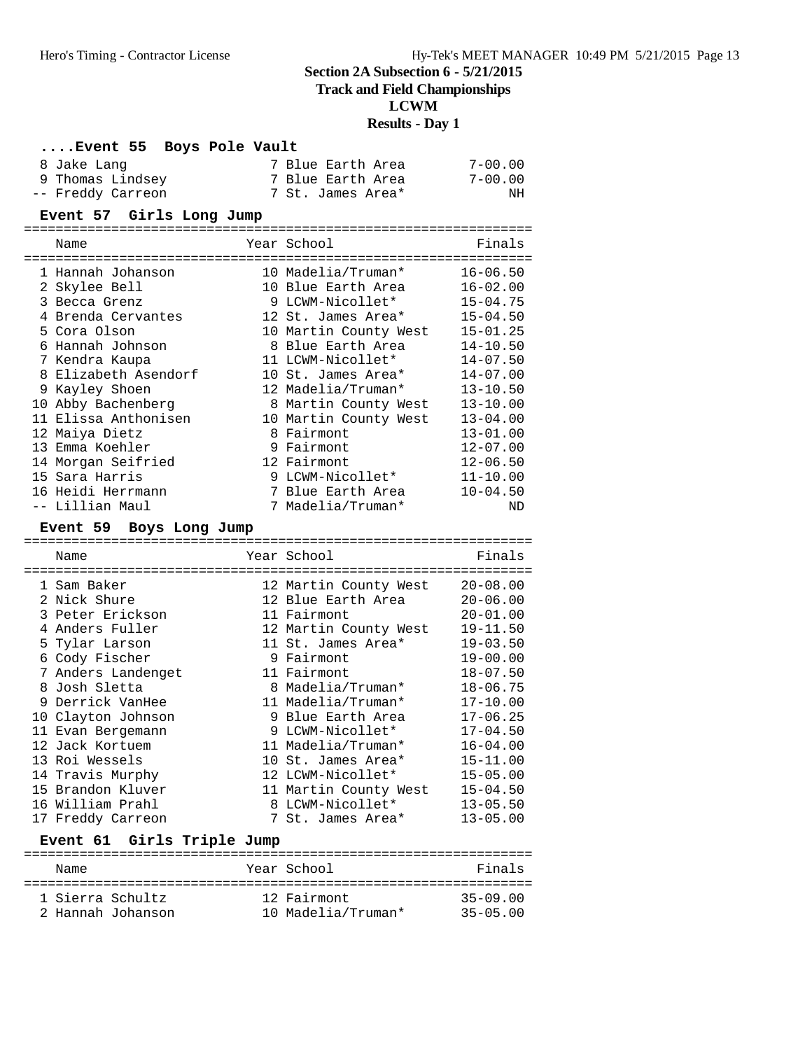# Section 2A Subsection 6 - 5/21/2015

## Track and Field Championships

## LCWM

## Results - Day 1

### ....Event 55 Boys Pole Vault

| Place | Name | Year | School | Finals |
|---|---|---|---|---|
| 8 | Jake Lang | 7 | Blue Earth Area | 7-00.00 |
| 9 | Thomas Lindsey | 7 | Blue Earth Area | 7-00.00 |
| -- | Freddy Carreon | 7 | St. James Area* | NH |

### Event 57 Girls Long Jump

| Place | Name | Year | School | Finals |
|---|---|---|---|---|
| 1 | Hannah Johanson | 10 | Madelia/Truman* | 16-06.50 |
| 2 | Skylee Bell | 10 | Blue Earth Area | 16-02.00 |
| 3 | Becca Grenz | 9 | LCWM-Nicollet* | 15-04.75 |
| 4 | Brenda Cervantes | 12 | St. James Area* | 15-04.50 |
| 5 | Cora Olson | 10 | Martin County West | 15-01.25 |
| 6 | Hannah Johnson | 8 | Blue Earth Area | 14-10.50 |
| 7 | Kendra Kaupa | 11 | LCWM-Nicollet* | 14-07.50 |
| 8 | Elizabeth Asendorf | 10 | St. James Area* | 14-07.00 |
| 9 | Kayley Shoen | 12 | Madelia/Truman* | 13-10.50 |
| 10 | Abby Bachenberg | 8 | Martin County West | 13-10.00 |
| 11 | Elissa Anthonisen | 10 | Martin County West | 13-04.00 |
| 12 | Maiya Dietz | 8 | Fairmont | 13-01.00 |
| 13 | Emma Koehler | 9 | Fairmont | 12-07.00 |
| 14 | Morgan Seifried | 12 | Fairmont | 12-06.50 |
| 15 | Sara Harris | 9 | LCWM-Nicollet* | 11-10.00 |
| 16 | Heidi Herrmann | 7 | Blue Earth Area | 10-04.50 |
| -- | Lillian Maul | 7 | Madelia/Truman* | ND |

### Event 59 Boys Long Jump

| Place | Name | Year | School | Finals |
|---|---|---|---|---|
| 1 | Sam Baker | 12 | Martin County West | 20-08.00 |
| 2 | Nick Shure | 12 | Blue Earth Area | 20-06.00 |
| 3 | Peter Erickson | 11 | Fairmont | 20-01.00 |
| 4 | Anders Fuller | 12 | Martin County West | 19-11.50 |
| 5 | Tylar Larson | 11 | St. James Area* | 19-03.50 |
| 6 | Cody Fischer | 9 | Fairmont | 19-00.00 |
| 7 | Anders Landenget | 11 | Fairmont | 18-07.50 |
| 8 | Josh Sletta | 8 | Madelia/Truman* | 18-06.75 |
| 9 | Derrick VanHee | 11 | Madelia/Truman* | 17-10.00 |
| 10 | Clayton Johnson | 9 | Blue Earth Area | 17-06.25 |
| 11 | Evan Bergemann | 9 | LCWM-Nicollet* | 17-04.50 |
| 12 | Jack Kortuem | 11 | Madelia/Truman* | 16-04.00 |
| 13 | Roi Wessels | 10 | St. James Area* | 15-11.00 |
| 14 | Travis Murphy | 12 | LCWM-Nicollet* | 15-05.00 |
| 15 | Brandon Kluver | 11 | Martin County West | 15-04.50 |
| 16 | William Prahl | 8 | LCWM-Nicollet* | 13-05.50 |
| 17 | Freddy Carreon | 7 | St. James Area* | 13-05.00 |

### Event 61 Girls Triple Jump

| Place | Name | Year | School | Finals |
|---|---|---|---|---|
| 1 | Sierra Schultz | 12 | Fairmont | 35-09.00 |
| 2 | Hannah Johanson | 10 | Madelia/Truman* | 35-05.00 |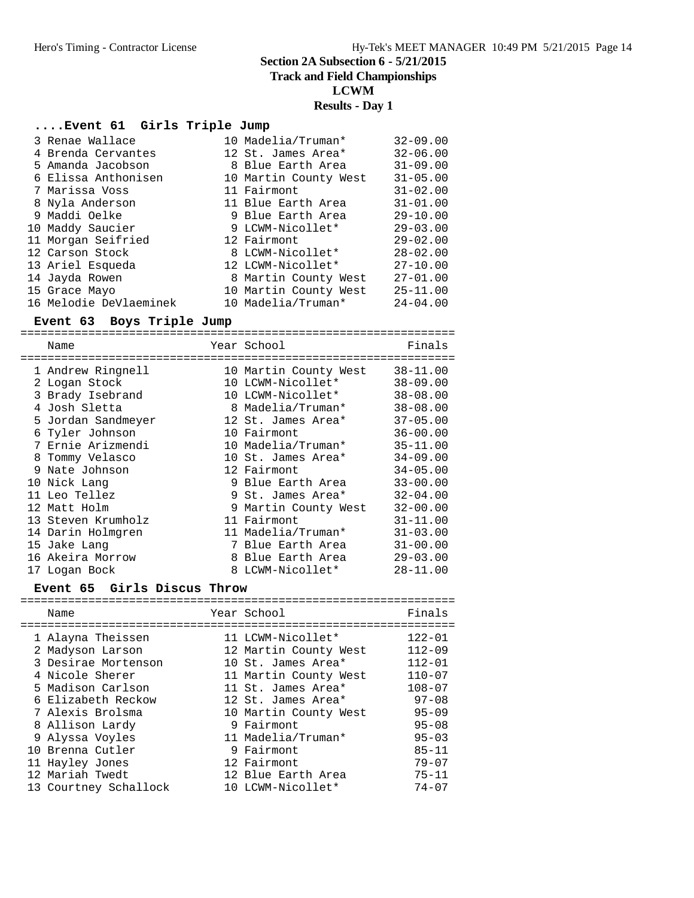# Section 2A Subsection 6 - 5/21/2015
## Track and Field Championships
## LCWM
## Results - Day 1

### ....Event 61 Girls Triple Jump

| Place | Name | Year | School | Finals |
|---|---|---|---|---|
| 3 | Renae Wallace | 10 | Madelia/Truman* | 32-09.00 |
| 4 | Brenda Cervantes | 12 | St. James Area* | 32-06.00 |
| 5 | Amanda Jacobson | 8 | Blue Earth Area | 31-09.00 |
| 6 | Elissa Anthonisen | 10 | Martin County West | 31-05.00 |
| 7 | Marissa Voss | 11 | Fairmont | 31-02.00 |
| 8 | Nyla Anderson | 11 | Blue Earth Area | 31-01.00 |
| 9 | Maddi Oelke | 9 | Blue Earth Area | 29-10.00 |
| 10 | Maddy Saucier | 9 | LCWM-Nicollet* | 29-03.00 |
| 11 | Morgan Seifried | 12 | Fairmont | 29-02.00 |
| 12 | Carson Stock | 8 | LCWM-Nicollet* | 28-02.00 |
| 13 | Ariel Esqueda | 12 | LCWM-Nicollet* | 27-10.00 |
| 14 | Jayda Rowen | 8 | Martin County West | 27-01.00 |
| 15 | Grace Mayo | 10 | Martin County West | 25-11.00 |
| 16 | Melodie DeVlaeminek | 10 | Madelia/Truman* | 24-04.00 |

### Event 63 Boys Triple Jump

| Place | Name | Year | School | Finals |
|---|---|---|---|---|
| 1 | Andrew Ringnell | 10 | Martin County West | 38-11.00 |
| 2 | Logan Stock | 10 | LCWM-Nicollet* | 38-09.00 |
| 3 | Brady Isebrand | 10 | LCWM-Nicollet* | 38-08.00 |
| 4 | Josh Sletta | 8 | Madelia/Truman* | 38-08.00 |
| 5 | Jordan Sandmeyer | 12 | St. James Area* | 37-05.00 |
| 6 | Tyler Johnson | 10 | Fairmont | 36-00.00 |
| 7 | Ernie Arizmendi | 10 | Madelia/Truman* | 35-11.00 |
| 8 | Tommy Velasco | 10 | St. James Area* | 34-09.00 |
| 9 | Nate Johnson | 12 | Fairmont | 34-05.00 |
| 10 | Nick Lang | 9 | Blue Earth Area | 33-00.00 |
| 11 | Leo Tellez | 9 | St. James Area* | 32-04.00 |
| 12 | Matt Holm | 9 | Martin County West | 32-00.00 |
| 13 | Steven Krumholz | 11 | Fairmont | 31-11.00 |
| 14 | Darin Holmgren | 11 | Madelia/Truman* | 31-03.00 |
| 15 | Jake Lang | 7 | Blue Earth Area | 31-00.00 |
| 16 | Akeira Morrow | 8 | Blue Earth Area | 29-03.00 |
| 17 | Logan Bock | 8 | LCWM-Nicollet* | 28-11.00 |

### Event 65 Girls Discus Throw

| Place | Name | Year | School | Finals |
|---|---|---|---|---|
| 1 | Alayna Theissen | 11 | LCWM-Nicollet* | 122-01 |
| 2 | Madyson Larson | 12 | Martin County West | 112-09 |
| 3 | Desirae Mortenson | 10 | St. James Area* | 112-01 |
| 4 | Nicole Sherer | 11 | Martin County West | 110-07 |
| 5 | Madison Carlson | 11 | St. James Area* | 108-07 |
| 6 | Elizabeth Reckow | 12 | St. James Area* | 97-08 |
| 7 | Alexis Brolsma | 10 | Martin County West | 95-09 |
| 8 | Allison Lardy | 9 | Fairmont | 95-08 |
| 9 | Alyssa Voyles | 11 | Madelia/Truman* | 95-03 |
| 10 | Brenna Cutler | 9 | Fairmont | 85-11 |
| 11 | Hayley Jones | 12 | Fairmont | 79-07 |
| 12 | Mariah Twedt | 12 | Blue Earth Area | 75-11 |
| 13 | Courtney Schallock | 10 | LCWM-Nicollet* | 74-07 |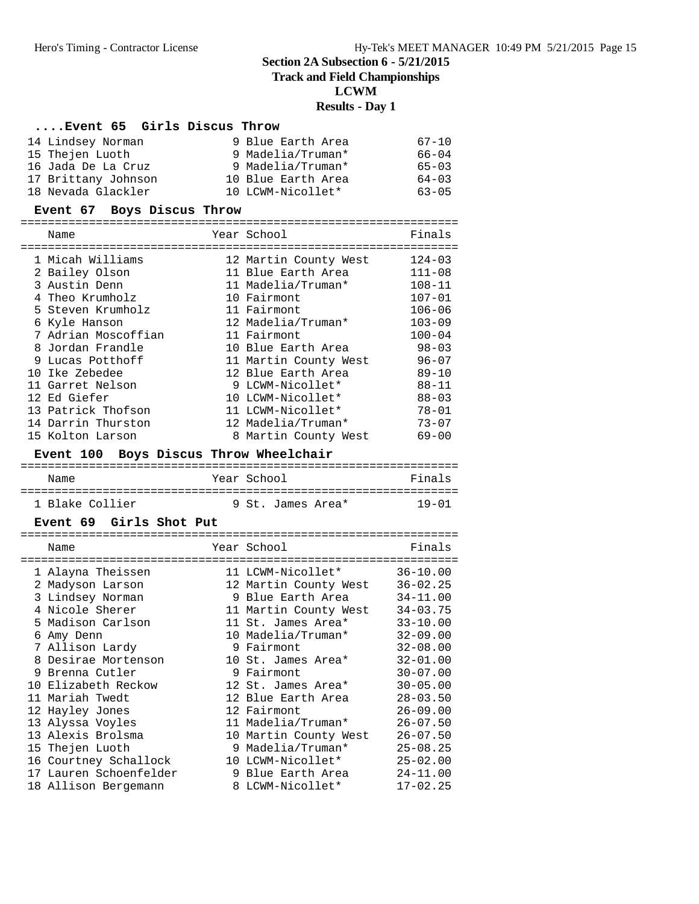# Section 2A Subsection 6 - 5/21/2015

## Track and Field Championships

## LCWM

## Results - Day 1

### ....Event 65 Girls Discus Throw

| Name | Year | School | Finals |
|---|---|---|---|
| 14 Lindsey Norman | 9 | Blue Earth Area | 67-10 |
| 15 Thejen Luoth | 9 | Madelia/Truman* | 66-04 |
| 16 Jada De La Cruz | 9 | Madelia/Truman* | 65-03 |
| 17 Brittany Johnson | 10 | Blue Earth Area | 64-03 |
| 18 Nevada Glackler | 10 | LCWM-Nicollet* | 63-05 |

### Event 67 Boys Discus Throw

| Name | Year | School | Finals |
|---|---|---|---|
| 1 Micah Williams | 12 | Martin County West | 124-03 |
| 2 Bailey Olson | 11 | Blue Earth Area | 111-08 |
| 3 Austin Denn | 11 | Madelia/Truman* | 108-11 |
| 4 Theo Krumholz | 10 | Fairmont | 107-01 |
| 5 Steven Krumholz | 11 | Fairmont | 106-06 |
| 6 Kyle Hanson | 12 | Madelia/Truman* | 103-09 |
| 7 Adrian Moscoffian | 11 | Fairmont | 100-04 |
| 8 Jordan Frandle | 10 | Blue Earth Area | 98-03 |
| 9 Lucas Potthoff | 11 | Martin County West | 96-07 |
| 10 Ike Zebedee | 12 | Blue Earth Area | 89-10 |
| 11 Garret Nelson | 9 | LCWM-Nicollet* | 88-11 |
| 12 Ed Giefer | 10 | LCWM-Nicollet* | 88-03 |
| 13 Patrick Thofson | 11 | LCWM-Nicollet* | 78-01 |
| 14 Darrin Thurston | 12 | Madelia/Truman* | 73-07 |
| 15 Kolton Larson | 8 | Martin County West | 69-00 |

### Event 100 Boys Discus Throw Wheelchair

| Name | Year | School | Finals |
|---|---|---|---|
| 1 Blake Collier | 9 | St. James Area* | 19-01 |

### Event 69 Girls Shot Put

| Name | Year | School | Finals |
|---|---|---|---|
| 1 Alayna Theissen | 11 | LCWM-Nicollet* | 36-10.00 |
| 2 Madyson Larson | 12 | Martin County West | 36-02.25 |
| 3 Lindsey Norman | 9 | Blue Earth Area | 34-11.00 |
| 4 Nicole Sherer | 11 | Martin County West | 34-03.75 |
| 5 Madison Carlson | 11 | St. James Area* | 33-10.00 |
| 6 Amy Denn | 10 | Madelia/Truman* | 32-09.00 |
| 7 Allison Lardy | 9 | Fairmont | 32-08.00 |
| 8 Desirae Mortenson | 10 | St. James Area* | 32-01.00 |
| 9 Brenna Cutler | 9 | Fairmont | 30-07.00 |
| 10 Elizabeth Reckow | 12 | St. James Area* | 30-05.00 |
| 11 Mariah Twedt | 12 | Blue Earth Area | 28-03.50 |
| 12 Hayley Jones | 12 | Fairmont | 26-09.00 |
| 13 Alyssa Voyles | 11 | Madelia/Truman* | 26-07.50 |
| 13 Alexis Brolsma | 10 | Martin County West | 26-07.50 |
| 15 Thejen Luoth | 9 | Madelia/Truman* | 25-08.25 |
| 16 Courtney Schallock | 10 | LCWM-Nicollet* | 25-02.00 |
| 17 Lauren Schoenfelder | 9 | Blue Earth Area | 24-11.00 |
| 18 Allison Bergemann | 8 | LCWM-Nicollet* | 17-02.25 |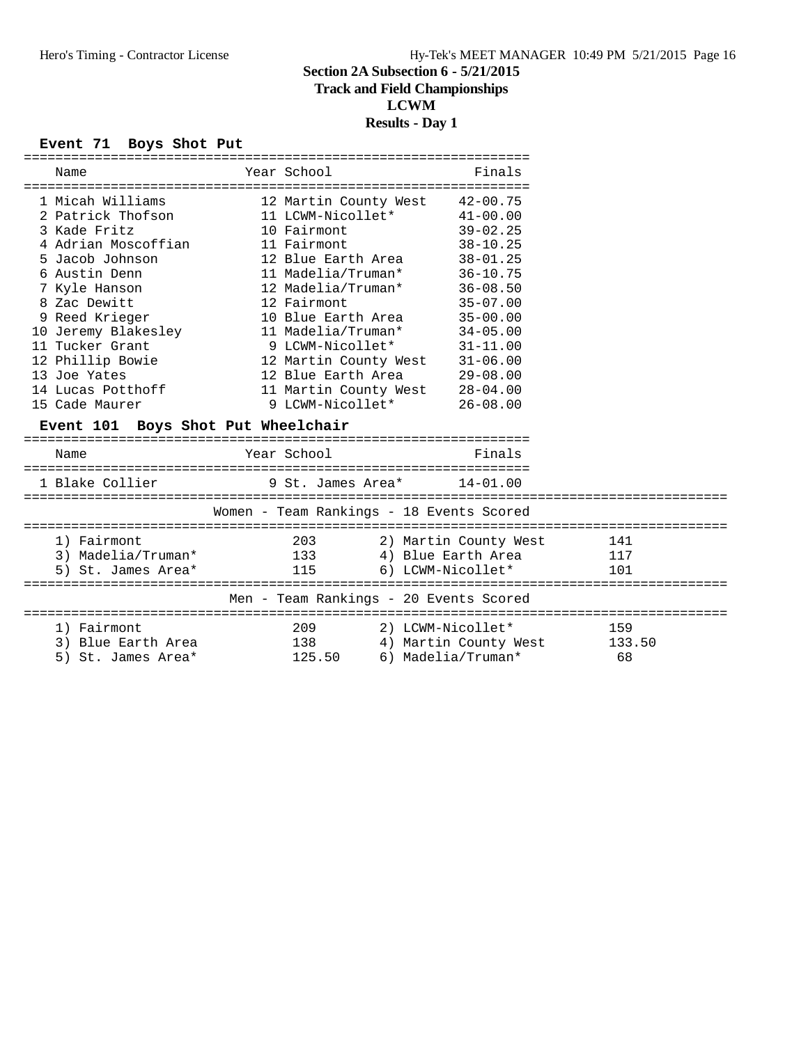## Section 2A Subsection 6 - 5/21/2015
## Track and Field Championships
## LCWM
## Results - Day 1

### Event 71 Boys Shot Put

| Place | Name | Year | School | Finals |
|---|---|---|---|---|
| 1 | Micah Williams | 12 | Martin County West | 42-00.75 |
| 2 | Patrick Thofson | 11 | LCWM-Nicollet* | 41-00.00 |
| 3 | Kade Fritz | 10 | Fairmont | 39-02.25 |
| 4 | Adrian Moscoffian | 11 | Fairmont | 38-10.25 |
| 5 | Jacob Johnson | 12 | Blue Earth Area | 38-01.25 |
| 6 | Austin Denn | 11 | Madelia/Truman* | 36-10.75 |
| 7 | Kyle Hanson | 12 | Madelia/Truman* | 36-08.50 |
| 8 | Zac Dewitt | 12 | Fairmont | 35-07.00 |
| 9 | Reed Krieger | 10 | Blue Earth Area | 35-00.00 |
| 10 | Jeremy Blakesley | 11 | Madelia/Truman* | 34-05.00 |
| 11 | Tucker Grant | 9 | LCWM-Nicollet* | 31-11.00 |
| 12 | Phillip Bowie | 12 | Martin County West | 31-06.00 |
| 13 | Joe Yates | 12 | Blue Earth Area | 29-08.00 |
| 14 | Lucas Potthoff | 11 | Martin County West | 28-04.00 |
| 15 | Cade Maurer | 9 | LCWM-Nicollet* | 26-08.00 |

### Event 101 Boys Shot Put Wheelchair

| Place | Name | Year | School | Finals |
|---|---|---|---|---|
| 1 | Blake Collier | 9 | St. James Area* | 14-01.00 |

### Women - Team Rankings - 18 Events Scored

| | | | |
|---|---|---|---|
| 1) Fairmont | 203 | 2) Martin County West | 141 |
| 3) Madelia/Truman* | 133 | 4) Blue Earth Area | 117 |
| 5) St. James Area* | 115 | 6) LCWM-Nicollet* | 101 |

### Men - Team Rankings - 20 Events Scored

| | | | |
|---|---|---|---|
| 1) Fairmont | 209 | 2) LCWM-Nicollet* | 159 |
| 3) Blue Earth Area | 138 | 4) Martin County West | 133.50 |
| 5) St. James Area* | 125.50 | 6) Madelia/Truman* | 68 |